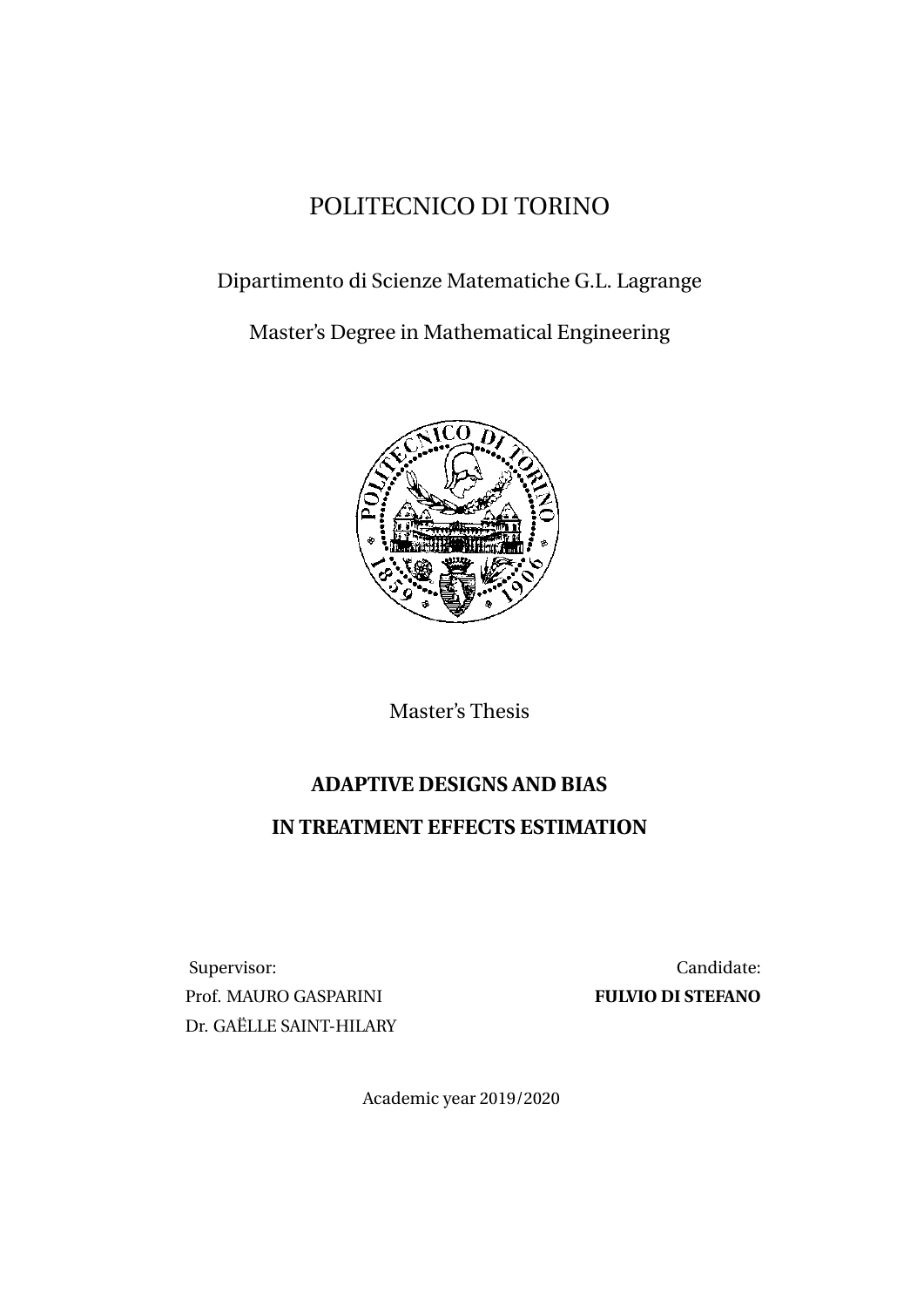POLITECNICO DI TORINO

Dipartimento di Scienze Matematiche G.L. Lagrange

Master's Degree in Mathematical Engineering

Master's Thesis

**ADAPTIVE DESIGNS AND BIAS**

**IN TREATMENT EFFECTS ESTIMATION**

Supervisor:
Prof. MAURO GASPARINI
Dr. GAËLLE SAINT-HILARY

Candidate:
**FULVIO DI STEFANO**

Academic year 2019/2020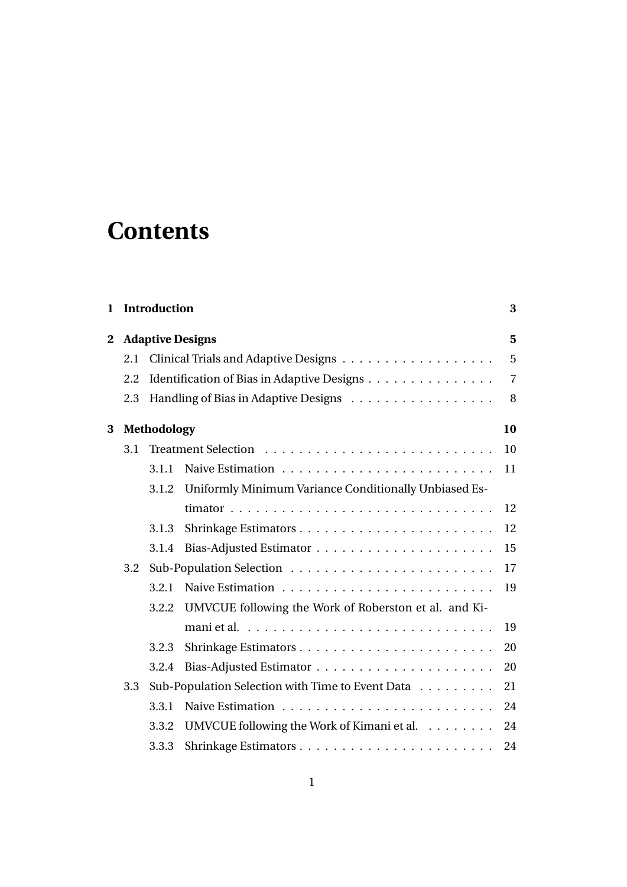# Contents

**1 Introduction** 3

**2 Adaptive Designs** 5

- 2.1 Clinical Trials and Adaptive Designs . . . . . . . . . . . . . . . . . . 5
- 2.2 Identification of Bias in Adaptive Designs . . . . . . . . . . . . . . . 7
- 2.3 Handling of Bias in Adaptive Designs . . . . . . . . . . . . . . . . . 8

**3 Methodology** 10

- 3.1 Treatment Selection . . . . . . . . . . . . . . . . . . . . . . . . . . 10
  - 3.1.1 Naive Estimation . . . . . . . . . . . . . . . . . . . . . . . . 11
  - 3.1.2 Uniformly Minimum Variance Conditionally Unbiased Estimator . . . . . . . . . . . . . . . . . . . . . . . . . . . . . . 12
  - 3.1.3 Shrinkage Estimators . . . . . . . . . . . . . . . . . . . . . . 12
  - 3.1.4 Bias-Adjusted Estimator . . . . . . . . . . . . . . . . . . . . 15
- 3.2 Sub-Population Selection . . . . . . . . . . . . . . . . . . . . . . . 17
  - 3.2.1 Naive Estimation . . . . . . . . . . . . . . . . . . . . . . . . 19
  - 3.2.2 UMVCUE following the Work of Roberston et al. and Kimani et al. . . . . . . . . . . . . . . . . . . . . . . . . . . . 19
  - 3.2.3 Shrinkage Estimators . . . . . . . . . . . . . . . . . . . . . . 20
  - 3.2.4 Bias-Adjusted Estimator . . . . . . . . . . . . . . . . . . . . 20
- 3.3 Sub-Population Selection with Time to Event Data . . . . . . . . . 21
  - 3.3.1 Naive Estimation . . . . . . . . . . . . . . . . . . . . . . . . 24
  - 3.3.2 UMVCUE following the Work of Kimani et al. . . . . . . . . 24
  - 3.3.3 Shrinkage Estimators . . . . . . . . . . . . . . . . . . . . . . 24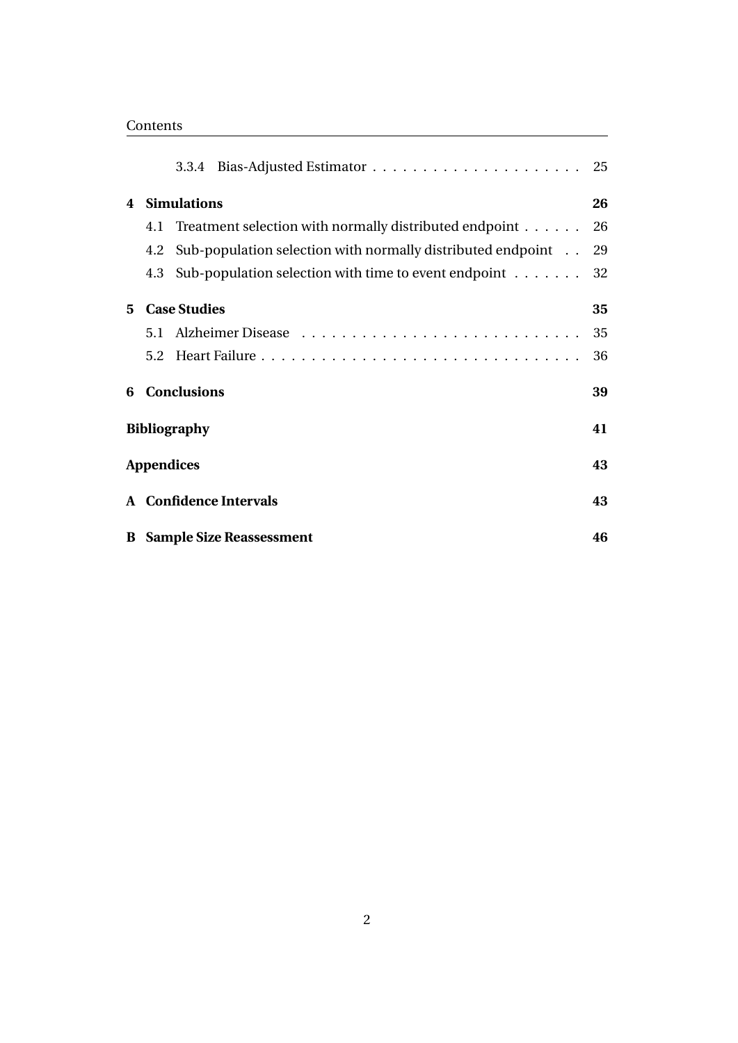3.3.4 Bias-Adjusted Estimator . . . . . . . . . . . . . . . . . . . . . 25

**4 Simulations** **26**

4.1 Treatment selection with normally distributed endpoint . . . . . . 26

4.2 Sub-population selection with normally distributed endpoint . . 29

4.3 Sub-population selection with time to event endpoint . . . . . . . 32

**5 Case Studies** **35**

5.1 Alzheimer Disease . . . . . . . . . . . . . . . . . . . . . . . . . . . . 35

5.2 Heart Failure . . . . . . . . . . . . . . . . . . . . . . . . . . . . . . . . 36

**6 Conclusions** **39**

**Bibliography** **41**

**Appendices** **43**

**A Confidence Intervals** **43**

**B Sample Size Reassessment** **46**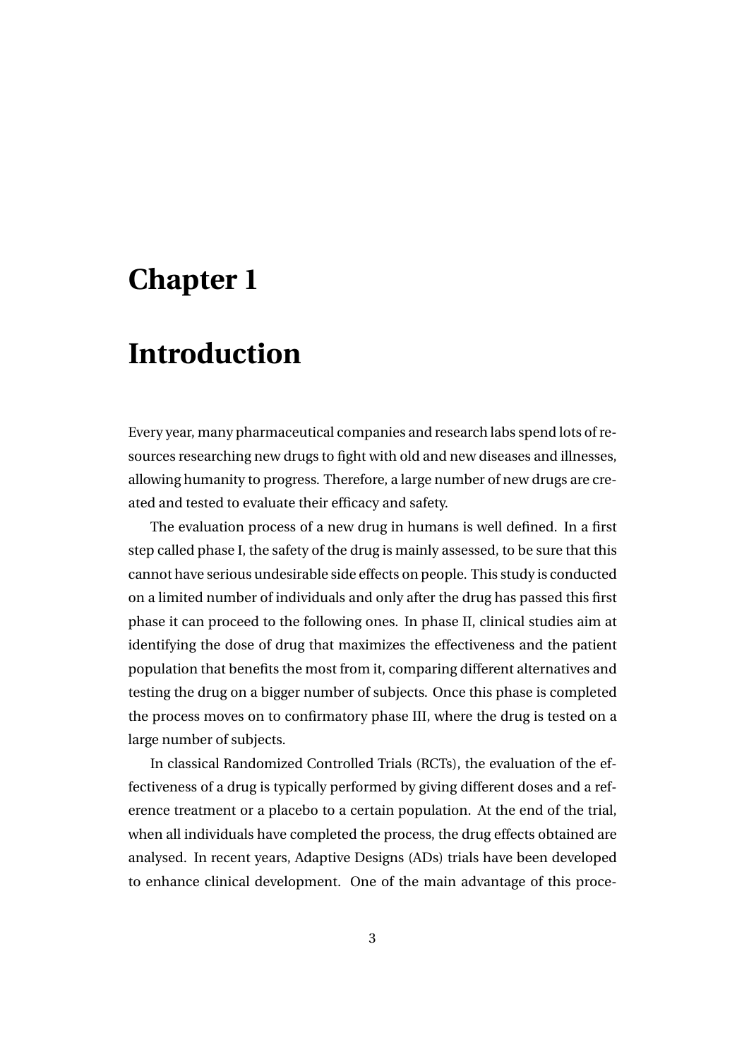# Chapter 1

# Introduction

Every year, many pharmaceutical companies and research labs spend lots of resources researching new drugs to fight with old and new diseases and illnesses, allowing humanity to progress. Therefore, a large number of new drugs are created and tested to evaluate their efficacy and safety.

The evaluation process of a new drug in humans is well defined. In a first step called phase I, the safety of the drug is mainly assessed, to be sure that this cannot have serious undesirable side effects on people. This study is conducted on a limited number of individuals and only after the drug has passed this first phase it can proceed to the following ones. In phase II, clinical studies aim at identifying the dose of drug that maximizes the effectiveness and the patient population that benefits the most from it, comparing different alternatives and testing the drug on a bigger number of subjects. Once this phase is completed the process moves on to confirmatory phase III, where the drug is tested on a large number of subjects.

In classical Randomized Controlled Trials (RCTs), the evaluation of the effectiveness of a drug is typically performed by giving different doses and a reference treatment or a placebo to a certain population. At the end of the trial, when all individuals have completed the process, the drug effects obtained are analysed. In recent years, Adaptive Designs (ADs) trials have been developed to enhance clinical development. One of the main advantage of this proce-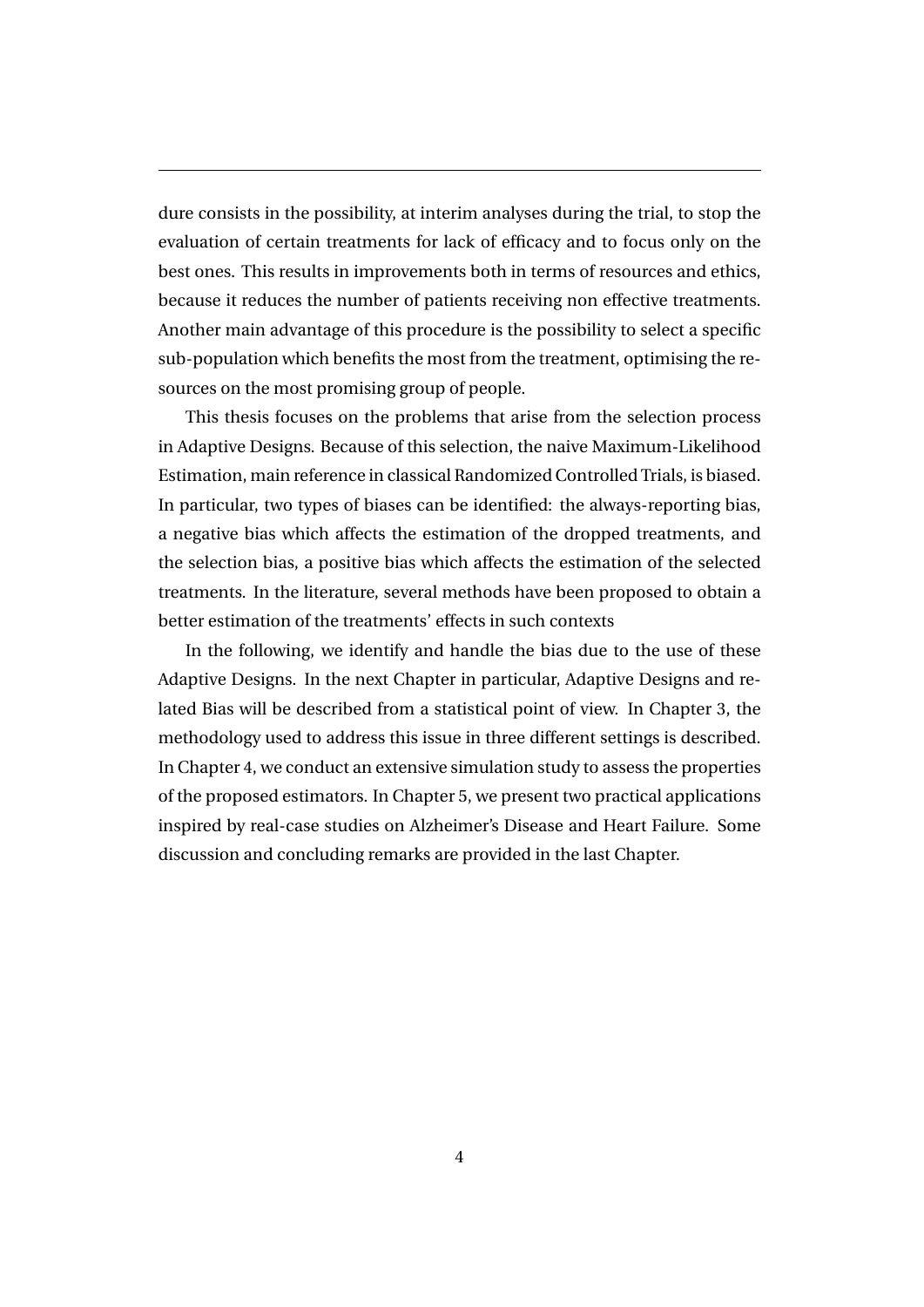dure consists in the possibility, at interim analyses during the trial, to stop the evaluation of certain treatments for lack of efficacy and to focus only on the best ones. This results in improvements both in terms of resources and ethics, because it reduces the number of patients receiving non effective treatments. Another main advantage of this procedure is the possibility to select a specific sub-population which benefits the most from the treatment, optimising the resources on the most promising group of people.

This thesis focuses on the problems that arise from the selection process in Adaptive Designs. Because of this selection, the naive Maximum-Likelihood Estimation, main reference in classical Randomized Controlled Trials, is biased. In particular, two types of biases can be identified: the always-reporting bias, a negative bias which affects the estimation of the dropped treatments, and the selection bias, a positive bias which affects the estimation of the selected treatments. In the literature, several methods have been proposed to obtain a better estimation of the treatments' effects in such contexts

In the following, we identify and handle the bias due to the use of these Adaptive Designs. In the next Chapter in particular, Adaptive Designs and related Bias will be described from a statistical point of view. In Chapter 3, the methodology used to address this issue in three different settings is described. In Chapter 4, we conduct an extensive simulation study to assess the properties of the proposed estimators. In Chapter 5, we present two practical applications inspired by real-case studies on Alzheimer's Disease and Heart Failure. Some discussion and concluding remarks are provided in the last Chapter.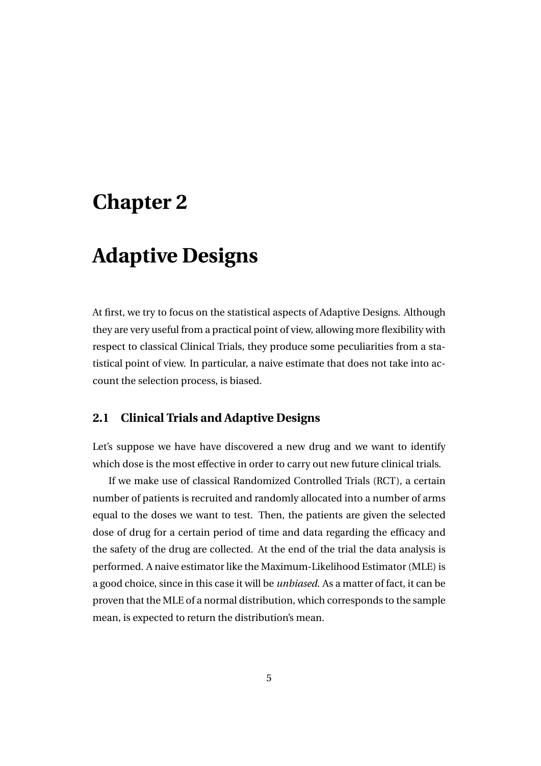# Chapter 2

# Adaptive Designs

At first, we try to focus on the statistical aspects of Adaptive Designs. Although they are very useful from a practical point of view, allowing more flexibility with respect to classical Clinical Trials, they produce some peculiarities from a statistical point of view. In particular, a naive estimate that does not take into account the selection process, is biased.

## 2.1 Clinical Trials and Adaptive Designs

Let's suppose we have have discovered a new drug and we want to identify which dose is the most effective in order to carry out new future clinical trials.

If we make use of classical Randomized Controlled Trials (RCT), a certain number of patients is recruited and randomly allocated into a number of arms equal to the doses we want to test. Then, the patients are given the selected dose of drug for a certain period of time and data regarding the efficacy and the safety of the drug are collected. At the end of the trial the data analysis is performed. A naive estimator like the Maximum-Likelihood Estimator (MLE) is a good choice, since in this case it will be *unbiased*. As a matter of fact, it can be proven that the MLE of a normal distribution, which corresponds to the sample mean, is expected to return the distribution's mean.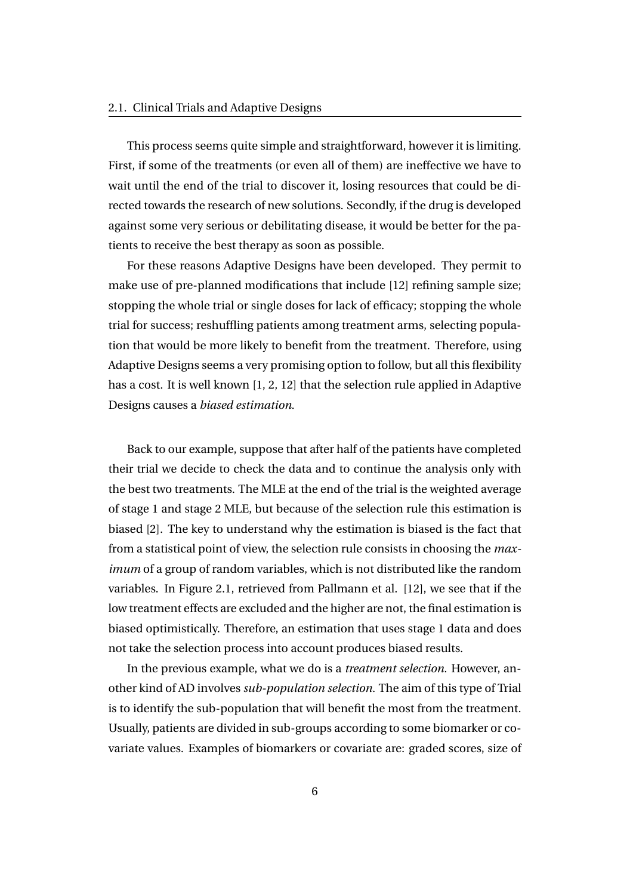This process seems quite simple and straightforward, however it is limiting. First, if some of the treatments (or even all of them) are ineffective we have to wait until the end of the trial to discover it, losing resources that could be directed towards the research of new solutions. Secondly, if the drug is developed against some very serious or debilitating disease, it would be better for the patients to receive the best therapy as soon as possible.

For these reasons Adaptive Designs have been developed. They permit to make use of pre-planned modifications that include [12] refining sample size; stopping the whole trial or single doses for lack of efficacy; stopping the whole trial for success; reshuffling patients among treatment arms, selecting population that would be more likely to benefit from the treatment. Therefore, using Adaptive Designs seems a very promising option to follow, but all this flexibility has a cost. It is well known [1, 2, 12] that the selection rule applied in Adaptive Designs causes a *biased estimation.*

Back to our example, suppose that after half of the patients have completed their trial we decide to check the data and to continue the analysis only with the best two treatments. The MLE at the end of the trial is the weighted average of stage 1 and stage 2 MLE, but because of the selection rule this estimation is biased [2]. The key to understand why the estimation is biased is the fact that from a statistical point of view, the selection rule consists in choosing the *maximum* of a group of random variables, which is not distributed like the random variables. In Figure 2.1, retrieved from Pallmann et al. [12], we see that if the low treatment effects are excluded and the higher are not, the final estimation is biased optimistically. Therefore, an estimation that uses stage 1 data and does not take the selection process into account produces biased results.

In the previous example, what we do is a *treatment selection*. However, another kind of AD involves *sub-population selection*. The aim of this type of Trial is to identify the sub-population that will benefit the most from the treatment. Usually, patients are divided in sub-groups according to some biomarker or covariate values. Examples of biomarkers or covariate are: graded scores, size of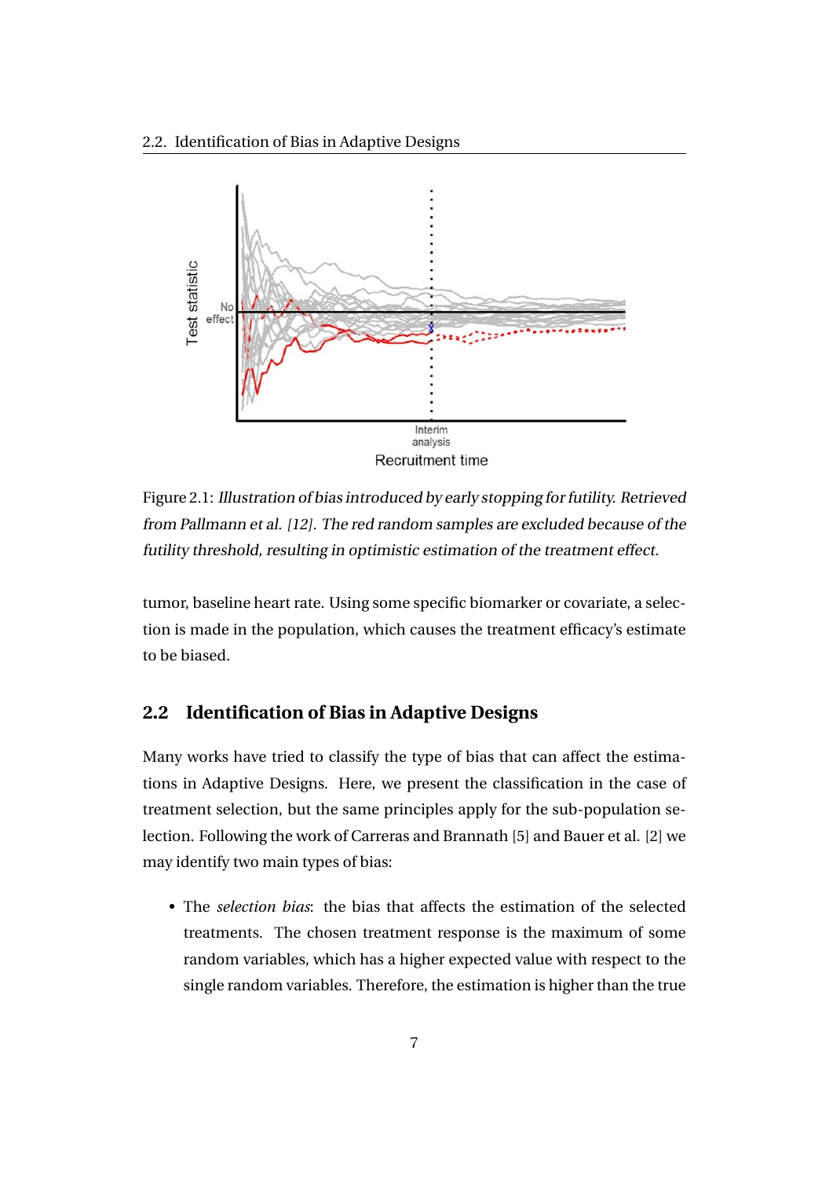Figure 2.1: *Illustration of bias introduced by early stopping for futility. Retrieved from Pallmann et al. [12]. The red random samples are excluded because of the futility threshold, resulting in optimistic estimation of the treatment effect.*

tumor, baseline heart rate. Using some specific biomarker or covariate, a selection is made in the population, which causes the treatment efficacy's estimate to be biased.

## 2.2 Identification of Bias in Adaptive Designs

Many works have tried to classify the type of bias that can affect the estimations in Adaptive Designs. Here, we present the classification in the case of treatment selection, but the same principles apply for the sub-population selection. Following the work of Carreras and Brannath [5] and Bauer et al. [2] we may identify two main types of bias:

- The *selection bias*: the bias that affects the estimation of the selected treatments. The chosen treatment response is the maximum of some random variables, which has a higher expected value with respect to the single random variables. Therefore, the estimation is higher than the true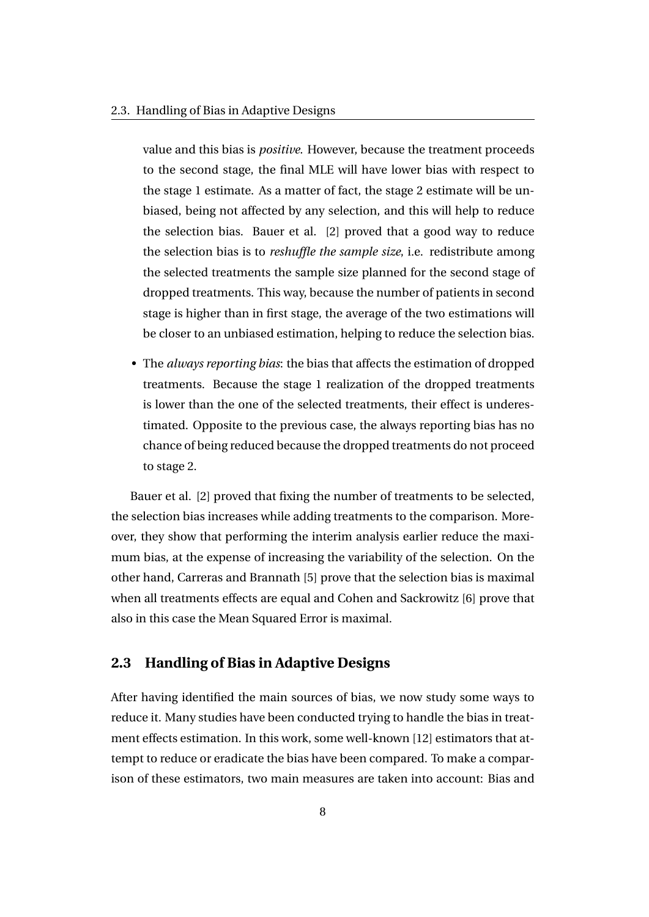value and this bias is *positive*. However, because the treatment proceeds to the second stage, the final MLE will have lower bias with respect to the stage 1 estimate. As a matter of fact, the stage 2 estimate will be unbiased, being not affected by any selection, and this will help to reduce the selection bias. Bauer et al. [2] proved that a good way to reduce the selection bias is to *reshuffle the sample size*, i.e. redistribute among the selected treatments the sample size planned for the second stage of dropped treatments. This way, because the number of patients in second stage is higher than in first stage, the average of the two estimations will be closer to an unbiased estimation, helping to reduce the selection bias.

- The *always reporting bias*: the bias that affects the estimation of dropped treatments. Because the stage 1 realization of the dropped treatments is lower than the one of the selected treatments, their effect is underestimated. Opposite to the previous case, the always reporting bias has no chance of being reduced because the dropped treatments do not proceed to stage 2.

Bauer et al. [2] proved that fixing the number of treatments to be selected, the selection bias increases while adding treatments to the comparison. Moreover, they show that performing the interim analysis earlier reduce the maximum bias, at the expense of increasing the variability of the selection. On the other hand, Carreras and Brannath [5] prove that the selection bias is maximal when all treatments effects are equal and Cohen and Sackrowitz [6] prove that also in this case the Mean Squared Error is maximal.

## 2.3 Handling of Bias in Adaptive Designs

After having identified the main sources of bias, we now study some ways to reduce it. Many studies have been conducted trying to handle the bias in treatment effects estimation. In this work, some well-known [12] estimators that attempt to reduce or eradicate the bias have been compared. To make a comparison of these estimators, two main measures are taken into account: Bias and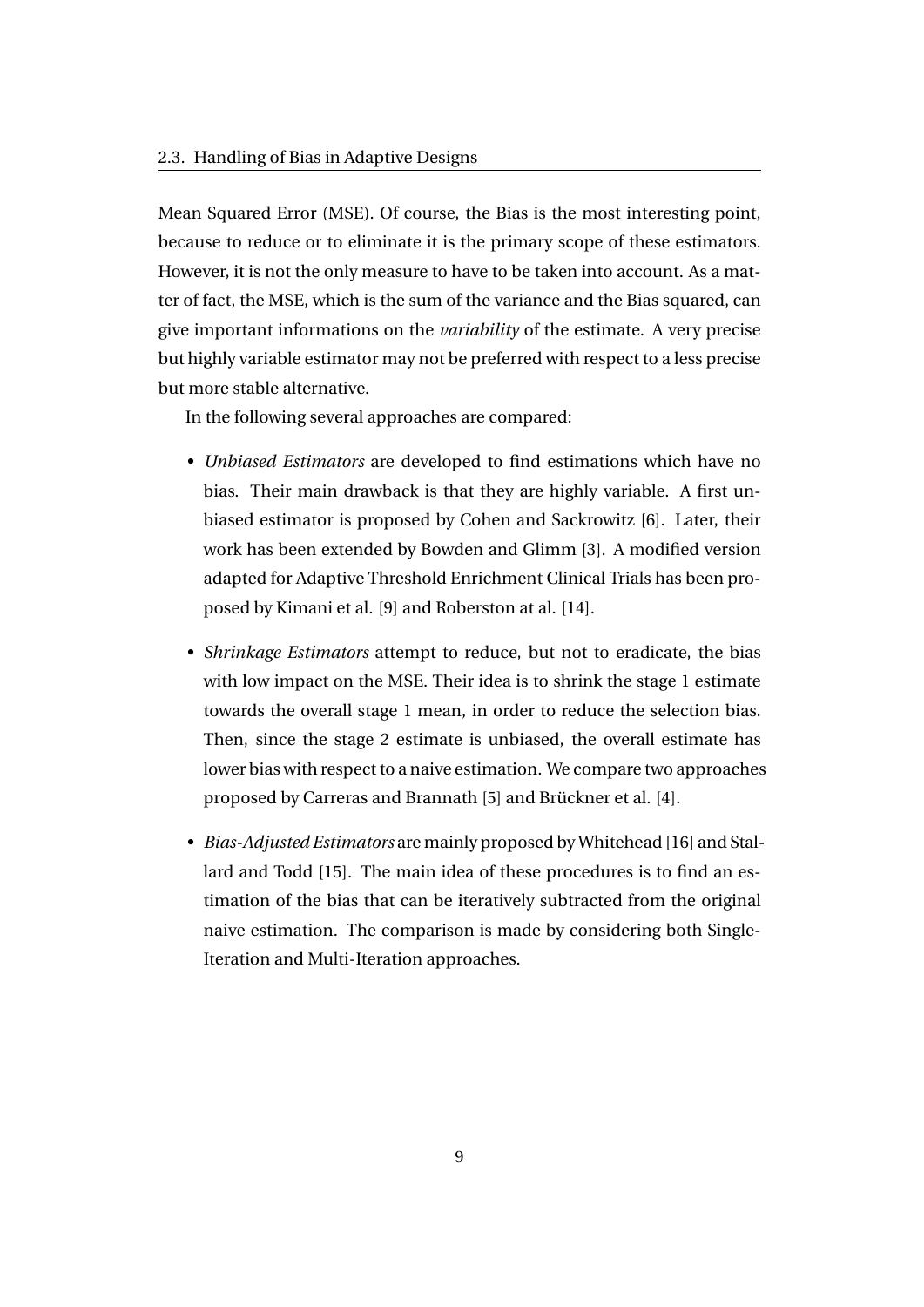Mean Squared Error (MSE). Of course, the Bias is the most interesting point, because to reduce or to eliminate it is the primary scope of these estimators. However, it is not the only measure to have to be taken into account. As a matter of fact, the MSE, which is the sum of the variance and the Bias squared, can give important informations on the *variability* of the estimate. A very precise but highly variable estimator may not be preferred with respect to a less precise but more stable alternative.

In the following several approaches are compared:

- *Unbiased Estimators* are developed to find estimations which have no bias. Their main drawback is that they are highly variable. A first unbiased estimator is proposed by Cohen and Sackrowitz [6]. Later, their work has been extended by Bowden and Glimm [3]. A modified version adapted for Adaptive Threshold Enrichment Clinical Trials has been proposed by Kimani et al. [9] and Roberston at al. [14].
- *Shrinkage Estimators* attempt to reduce, but not to eradicate, the bias with low impact on the MSE. Their idea is to shrink the stage 1 estimate towards the overall stage 1 mean, in order to reduce the selection bias. Then, since the stage 2 estimate is unbiased, the overall estimate has lower bias with respect to a naive estimation. We compare two approaches proposed by Carreras and Brannath [5] and Brückner et al. [4].
- *Bias-Adjusted Estimators* are mainly proposed by Whitehead [16] and Stallard and Todd [15]. The main idea of these procedures is to find an estimation of the bias that can be iteratively subtracted from the original naive estimation. The comparison is made by considering both Single-Iteration and Multi-Iteration approaches.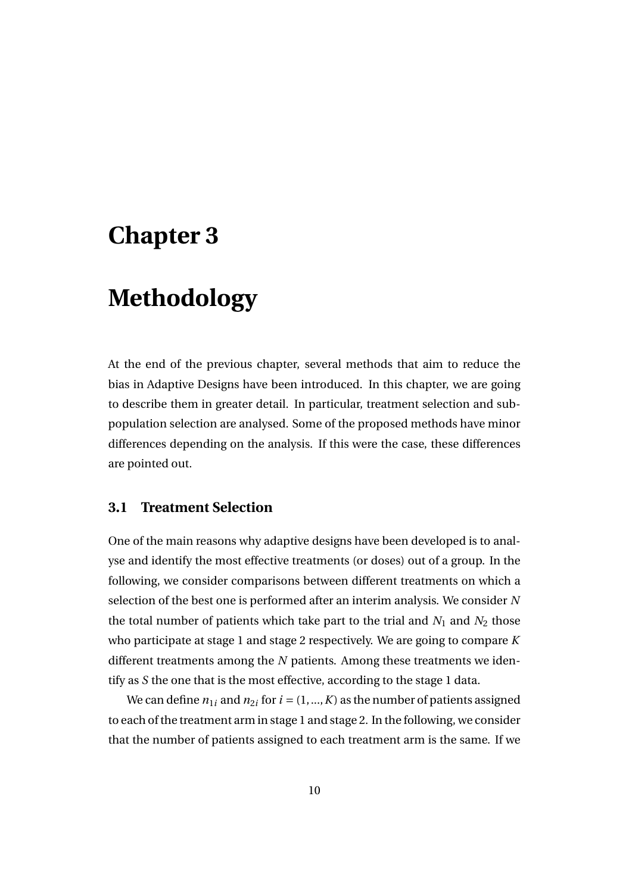# Chapter 3

# Methodology

At the end of the previous chapter, several methods that aim to reduce the bias in Adaptive Designs have been introduced. In this chapter, we are going to describe them in greater detail. In particular, treatment selection and subpopulation selection are analysed. Some of the proposed methods have minor differences depending on the analysis. If this were the case, these differences are pointed out.

## 3.1 Treatment Selection

One of the main reasons why adaptive designs have been developed is to analyse and identify the most effective treatments (or doses) out of a group. In the following, we consider comparisons between different treatments on which a selection of the best one is performed after an interim analysis. We consider $N$ the total number of patients which take part to the trial and $N_1$ and $N_2$ those who participate at stage 1 and stage 2 respectively. We are going to compare $K$ different treatments among the $N$ patients. Among these treatments we identify as $S$ the one that is the most effective, according to the stage 1 data.

We can define $n_{1i}$ and $n_{2i}$ for $i = (1, \ldots, K)$ as the number of patients assigned to each of the treatment arm in stage 1 and stage 2. In the following, we consider that the number of patients assigned to each treatment arm is the same. If we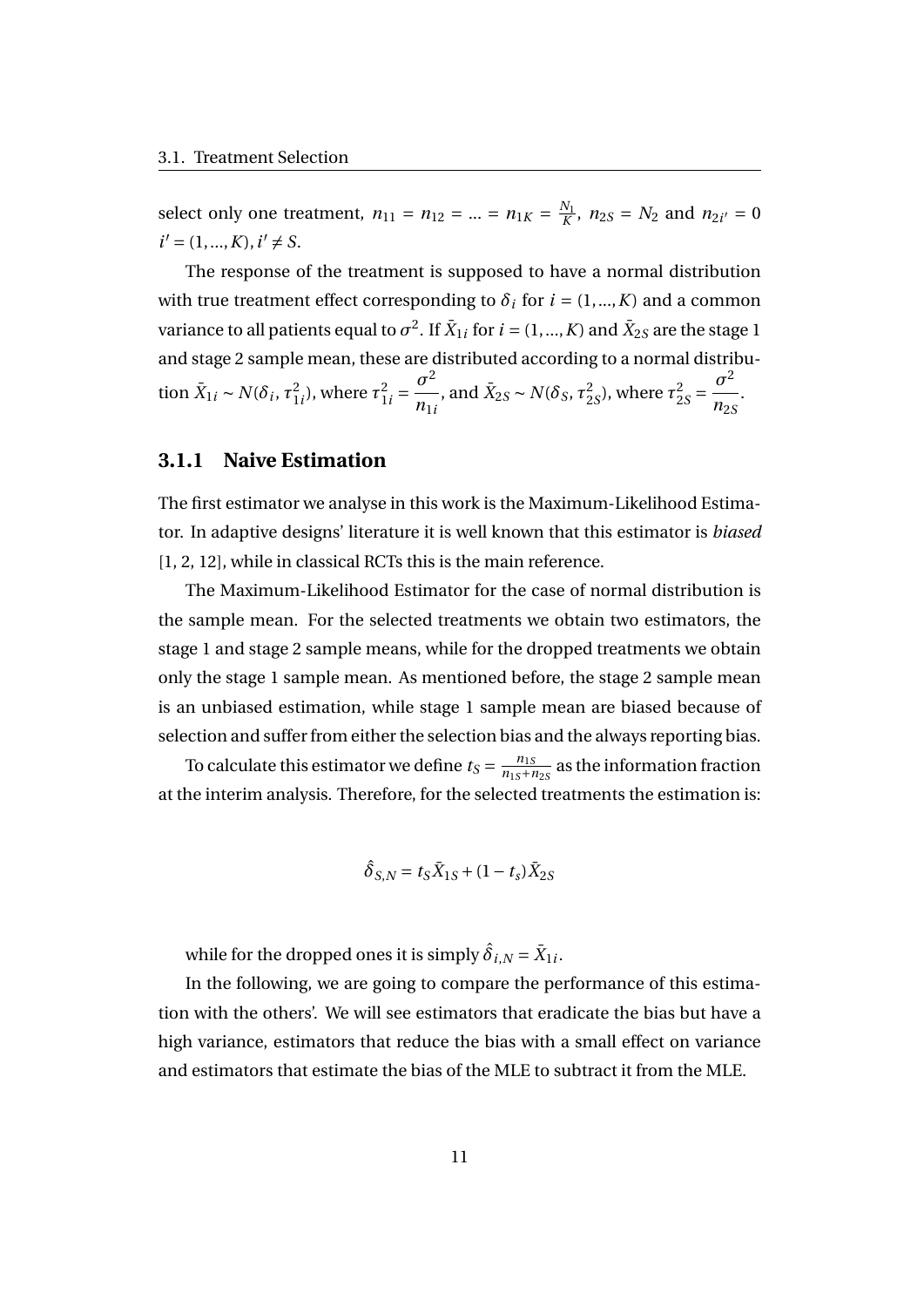select only one treatment, $n_{11} = n_{12} = ... = n_{1K} = \frac{N_1}{K}$, $n_{2S} = N_2$ and $n_{2i'} = 0$ $i' = (1, ..., K), i' \neq S$.

The response of the treatment is supposed to have a normal distribution with true treatment effect corresponding to $\delta_i$ for $i = (1, ..., K)$ and a common variance to all patients equal to $\sigma^2$. If $\bar{X}_{1i}$ for $i = (1, ..., K)$ and $\bar{X}_{2S}$ are the stage 1 and stage 2 sample mean, these are distributed according to a normal distribution $\bar{X}_{1i} \sim N(\delta_i, \tau_{1i}^2)$, where $\tau_{1i}^2 = \dfrac{\sigma^2}{n_{1i}}$, and $\bar{X}_{2S} \sim N(\delta_S, \tau_{2S}^2)$, where $\tau_{2S}^2 = \dfrac{\sigma^2}{n_{2S}}$.

### 3.1.1 Naive Estimation

The first estimator we analyse in this work is the Maximum-Likelihood Estimator. In adaptive designs' literature it is well known that this estimator is *biased* [1, 2, 12], while in classical RCTs this is the main reference.

The Maximum-Likelihood Estimator for the case of normal distribution is the sample mean. For the selected treatments we obtain two estimators, the stage 1 and stage 2 sample means, while for the dropped treatments we obtain only the stage 1 sample mean. As mentioned before, the stage 2 sample mean is an unbiased estimation, while stage 1 sample mean are biased because of selection and suffer from either the selection bias and the always reporting bias.

To calculate this estimator we define $t_S = \frac{n_{1S}}{n_{1S}+n_{2S}}$ as the information fraction at the interim analysis. Therefore, for the selected treatments the estimation is:

$$\hat{\delta}_{S,N} = t_S \bar{X}_{1S} + (1 - t_s)\bar{X}_{2S}$$

while for the dropped ones it is simply $\hat{\delta}_{i,N} = \bar{X}_{1i}$.

In the following, we are going to compare the performance of this estimation with the others'. We will see estimators that eradicate the bias but have a high variance, estimators that reduce the bias with a small effect on variance and estimators that estimate the bias of the MLE to subtract it from the MLE.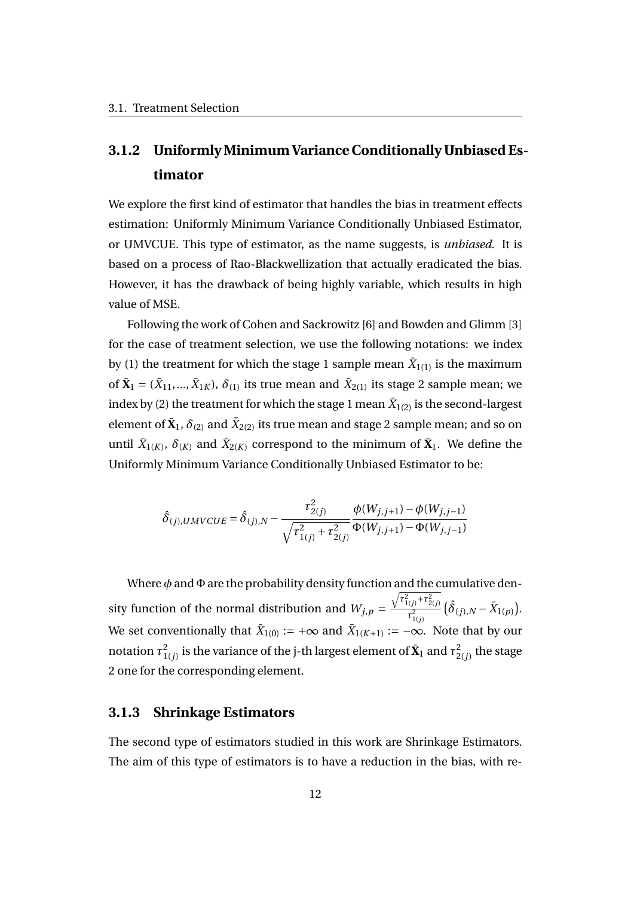### 3.1.2 Uniformly Minimum Variance Conditionally Unbiased Estimator

We explore the first kind of estimator that handles the bias in treatment effects estimation: Uniformly Minimum Variance Conditionally Unbiased Estimator, or UMVCUE. This type of estimator, as the name suggests, is *unbiased*. It is based on a process of Rao-Blackwellization that actually eradicated the bias. However, it has the drawback of being highly variable, which results in high value of MSE.

Following the work of Cohen and Sackrowitz [6] and Bowden and Glimm [3] for the case of treatment selection, we use the following notations: we index by (1) the treatment for which the stage 1 sample mean $\bar{X}_{1(1)}$ is the maximum of $\bar{\mathbf{X}}_1 = (\bar{X}_{11}, ..., \bar{X}_{1K})$, $\delta_{(1)}$ its true mean and $\bar{X}_{2(1)}$ its stage 2 sample mean; we index by (2) the treatment for which the stage 1 mean $\bar{X}_{1(2)}$ is the second-largest element of $\bar{\mathbf{X}}_1$, $\delta_{(2)}$ and $\bar{X}_{2(2)}$ its true mean and stage 2 sample mean; and so on until $\bar{X}_{1(K)}$, $\delta_{(K)}$ and $\bar{X}_{2(K)}$ correspond to the minimum of $\bar{\mathbf{X}}_1$. We define the Uniformly Minimum Variance Conditionally Unbiased Estimator to be:

$$\hat{\delta}_{(j),UMVCUE} = \hat{\delta}_{(j),N} - \frac{\tau^2_{2(j)}}{\sqrt{\tau^2_{1(j)} + \tau^2_{2(j)}}} \frac{\phi(W_{j,j+1}) - \phi(W_{j,j-1})}{\Phi(W_{j,j+1}) - \Phi(W_{j,j-1})}$$

Where $\phi$ and $\Phi$ are the probability density function and the cumulative density function of the normal distribution and $W_{j,p} = \frac{\sqrt{\tau^2_{1(j)} + \tau^2_{2(j)}}}{\tau^2_{1(j)}} \left(\hat{\delta}_{(j),N} - \bar{X}_{1(p)}\right)$. We set conventionally that $\bar{X}_{1(0)} := +\infty$ and $\bar{X}_{1(K+1)} := -\infty$. Note that by our notation $\tau^2_{1(j)}$ is the variance of the j-th largest element of $\bar{\mathbf{X}}_1$ and $\tau^2_{2(j)}$ the stage 2 one for the corresponding element.

### 3.1.3 Shrinkage Estimators

The second type of estimators studied in this work are Shrinkage Estimators. The aim of this type of estimators is to have a reduction in the bias, with re-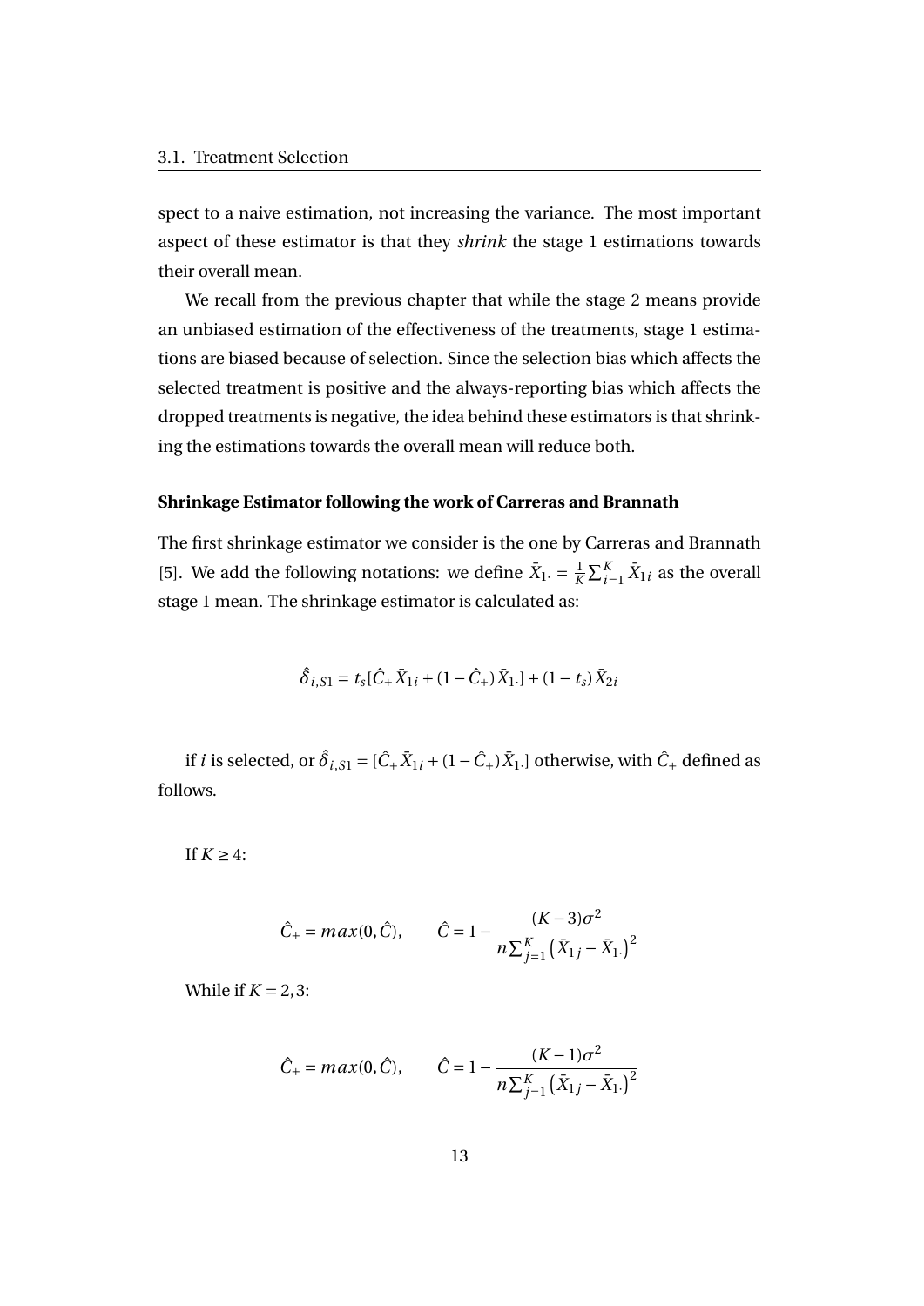spect to a naive estimation, not increasing the variance. The most important aspect of these estimator is that they *shrink* the stage 1 estimations towards their overall mean.

We recall from the previous chapter that while the stage 2 means provide an unbiased estimation of the effectiveness of the treatments, stage 1 estimations are biased because of selection. Since the selection bias which affects the selected treatment is positive and the always-reporting bias which affects the dropped treatments is negative, the idea behind these estimators is that shrinking the estimations towards the overall mean will reduce both.

### Shrinkage Estimator following the work of Carreras and Brannath

The first shrinkage estimator we consider is the one by Carreras and Brannath [5]. We add the following notations: we define $\bar{X}_{1\cdot} = \frac{1}{K}\sum_{i=1}^{K}\bar{X}_{1i}$ as the overall stage 1 mean. The shrinkage estimator is calculated as:

$$\hat{\delta}_{i,S1} = t_s[\hat{C}_+\bar{X}_{1i} + (1-\hat{C}_+)\bar{X}_{1\cdot}] + (1-t_s)\bar{X}_{2i}$$

if $i$ is selected, or $\hat{\delta}_{i,S1} = [\hat{C}_+\bar{X}_{1i} + (1-\hat{C}_+)\bar{X}_{1\cdot}]$ otherwise, with $\hat{C}_+$ defined as follows.

If $K \geq 4$:

$$\hat{C}_+ = max(0,\hat{C}), \qquad \hat{C} = 1 - \frac{(K-3)\sigma^2}{n\sum_{j=1}^{K}\left(\bar{X}_{1j}-\bar{X}_{1\cdot}\right)^2}$$

While if $K = 2, 3$:

$$\hat{C}_+ = max(0,\hat{C}), \qquad \hat{C} = 1 - \frac{(K-1)\sigma^2}{n\sum_{j=1}^{K}\left(\bar{X}_{1j}-\bar{X}_{1\cdot}\right)^2}$$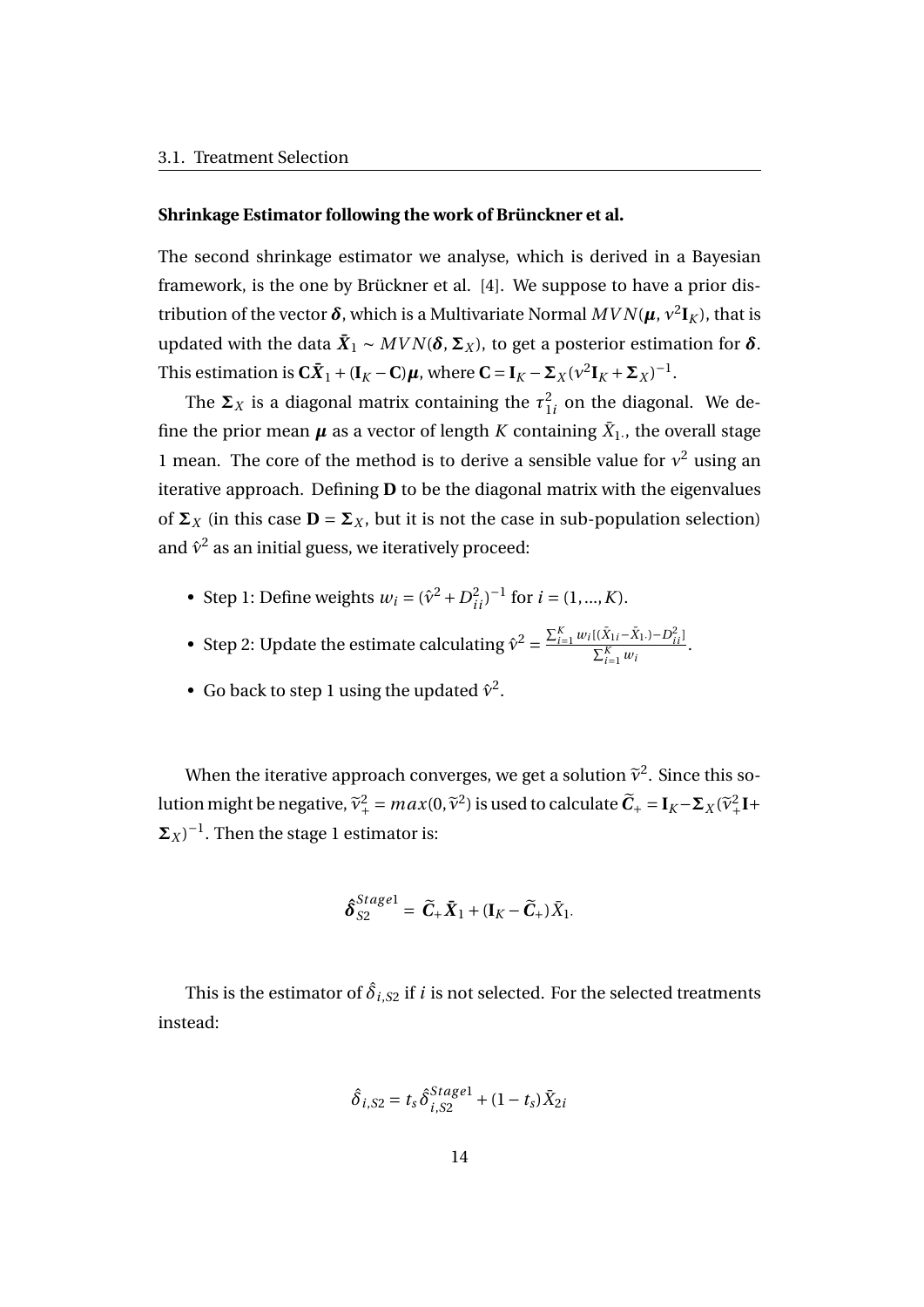**Shrinkage Estimator following the work of Brünckner et al.**

The second shrinkage estimator we analyse, which is derived in a Bayesian framework, is the one by Brückner et al. [4]. We suppose to have a prior distribution of the vector $\boldsymbol{\delta}$, which is a Multivariate Normal $MVN(\boldsymbol{\mu}, \nu^2\mathbf{I}_K)$, that is updated with the data $\bar{\boldsymbol{X}}_1 \sim MVN(\boldsymbol{\delta}, \boldsymbol{\Sigma}_X)$, to get a posterior estimation for $\boldsymbol{\delta}$. This estimation is $\mathbf{C}\bar{\boldsymbol{X}}_1 + (\mathbf{I}_K - \mathbf{C})\boldsymbol{\mu}$, where $\mathbf{C} = \mathbf{I}_K - \boldsymbol{\Sigma}_X(\nu^2\mathbf{I}_K + \boldsymbol{\Sigma}_X)^{-1}$.

The $\boldsymbol{\Sigma}_X$ is a diagonal matrix containing the $\tau_{1i}^2$ on the diagonal. We define the prior mean $\boldsymbol{\mu}$ as a vector of length $K$ containing $\bar{X}_{1\cdot}$, the overall stage 1 mean. The core of the method is to derive a sensible value for $\nu^2$ using an iterative approach. Defining $\mathbf{D}$ to be the diagonal matrix with the eigenvalues of $\boldsymbol{\Sigma}_X$ (in this case $\mathbf{D} = \boldsymbol{\Sigma}_X$, but it is not the case in sub-population selection) and $\hat{\nu}^2$ as an initial guess, we iteratively proceed:

- Step 1: Define weights $w_i = (\hat{\nu}^2 + D_{ii}^2)^{-1}$ for $i = (1, ..., K)$.
- Step 2: Update the estimate calculating $\hat{\nu}^2 = \frac{\sum_{i=1}^{K} w_i[(\bar{X}_{1i} - \bar{X}_{1\cdot}) - D_{ii}^2]}{\sum_{i=1}^{K} w_i}$.
- Go back to step 1 using the updated $\hat{\nu}^2$.

When the iterative approach converges, we get a solution $\widetilde{\nu}^2$. Since this solution might be negative, $\widetilde{\nu}_+^2 = max(0, \widetilde{\nu}^2)$ is used to calculate $\widetilde{\boldsymbol{C}}_+ = \mathbf{I}_K - \boldsymbol{\Sigma}_X(\widetilde{\nu}_+^2\mathbf{I} + \boldsymbol{\Sigma}_X)^{-1}$. Then the stage 1 estimator is:

$$\hat{\boldsymbol{\delta}}_{S2}^{Stage1} = \widetilde{\boldsymbol{C}}_+\bar{\boldsymbol{X}}_1 + (\mathbf{I}_K - \widetilde{\boldsymbol{C}}_+)\bar{X}_{1\cdot}$$

This is the estimator of $\hat{\delta}_{i,S2}$ if $i$ is not selected. For the selected treatments instead:

$$\hat{\delta}_{i,S2} = t_s\hat{\delta}_{i,S2}^{Stage1} + (1 - t_s)\bar{X}_{2i}$$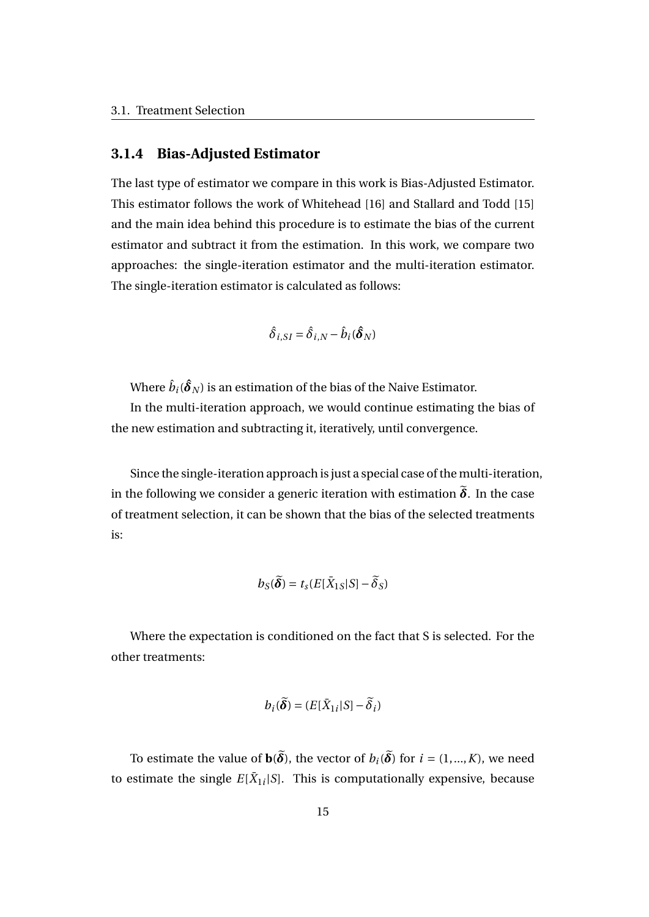### 3.1.4 Bias-Adjusted Estimator

The last type of estimator we compare in this work is Bias-Adjusted Estimator. This estimator follows the work of Whitehead [16] and Stallard and Todd [15] and the main idea behind this procedure is to estimate the bias of the current estimator and subtract it from the estimation. In this work, we compare two approaches: the single-iteration estimator and the multi-iteration estimator. The single-iteration estimator is calculated as follows:

$$\hat{\delta}_{i,SI} = \hat{\delta}_{i,N} - \hat{b}_i(\hat{\boldsymbol{\delta}}_N)$$

Where $\hat{b}_i(\hat{\boldsymbol{\delta}}_N)$ is an estimation of the bias of the Naive Estimator.

In the multi-iteration approach, we would continue estimating the bias of the new estimation and subtracting it, iteratively, until convergence.

Since the single-iteration approach is just a special case of the multi-iteration, in the following we consider a generic iteration with estimation $\widetilde{\boldsymbol{\delta}}$. In the case of treatment selection, it can be shown that the bias of the selected treatments is:

$$b_S(\widetilde{\boldsymbol{\delta}}) = t_s(E[\bar{X}_{1S}|S] - \widetilde{\delta}_S)$$

Where the expectation is conditioned on the fact that S is selected. For the other treatments:

$$b_i(\widetilde{\boldsymbol{\delta}}) = (E[\bar{X}_{1i}|S] - \widetilde{\delta}_i)$$

To estimate the value of $\mathbf{b}(\widetilde{\boldsymbol{\delta}})$, the vector of $b_i(\widetilde{\boldsymbol{\delta}})$ for $i = (1, ..., K)$, we need to estimate the single $E[\bar{X}_{1i}|S]$. This is computationally expensive, because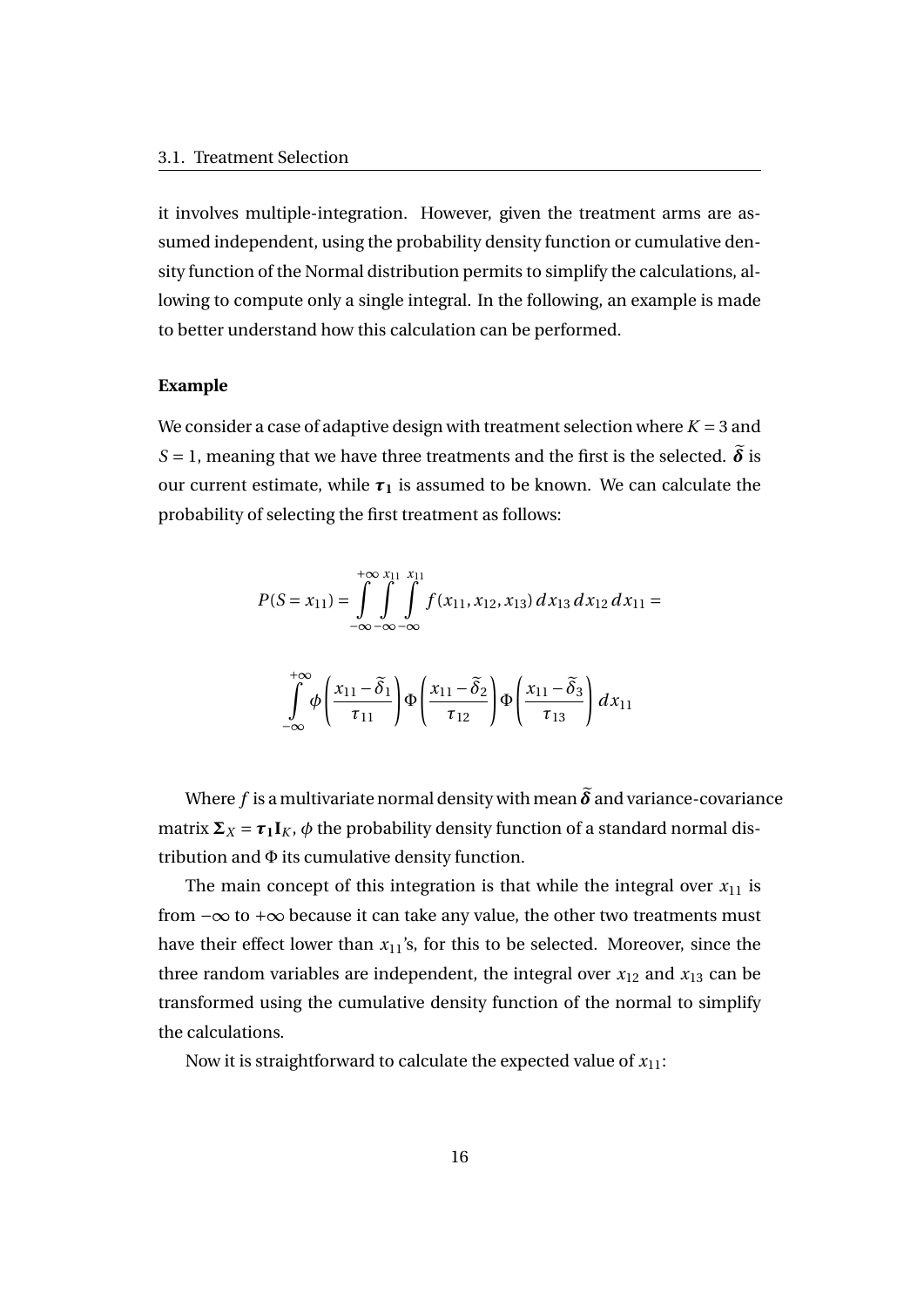it involves multiple-integration. However, given the treatment arms are assumed independent, using the probability density function or cumulative density function of the Normal distribution permits to simplify the calculations, allowing to compute only a single integral. In the following, an example is made to better understand how this calculation can be performed.

**Example**

We consider a case of adaptive design with treatment selection where $K = 3$ and $S = 1$, meaning that we have three treatments and the first is the selected. $\widetilde{\boldsymbol{\delta}}$ is our current estimate, while $\boldsymbol{\tau_1}$ is assumed to be known. We can calculate the probability of selecting the first treatment as follows:

$$P(S = x_{11}) = \int_{-\infty}^{+\infty}\int_{-\infty}^{x_{11}}\int_{-\infty}^{x_{11}} f(x_{11}, x_{12}, x_{13})\, dx_{13}\, dx_{12}\, dx_{11} =$$

$$\int_{-\infty}^{+\infty} \phi\left(\frac{x_{11} - \widetilde{\delta}_1}{\tau_{11}}\right)\Phi\left(\frac{x_{11} - \widetilde{\delta}_2}{\tau_{12}}\right)\Phi\left(\frac{x_{11} - \widetilde{\delta}_3}{\tau_{13}}\right) dx_{11}$$

Where $f$ is a multivariate normal density with mean $\widetilde{\boldsymbol{\delta}}$ and variance-covariance matrix $\boldsymbol{\Sigma}_X = \boldsymbol{\tau_1}\mathbf{I}_K$, $\phi$ the probability density function of a standard normal distribution and $\Phi$ its cumulative density function.

The main concept of this integration is that while the integral over $x_{11}$ is from $-\infty$ to $+\infty$ because it can take any value, the other two treatments must have their effect lower than $x_{11}$'s, for this to be selected. Moreover, since the three random variables are independent, the integral over $x_{12}$ and $x_{13}$ can be transformed using the cumulative density function of the normal to simplify the calculations.

Now it is straightforward to calculate the expected value of $x_{11}$: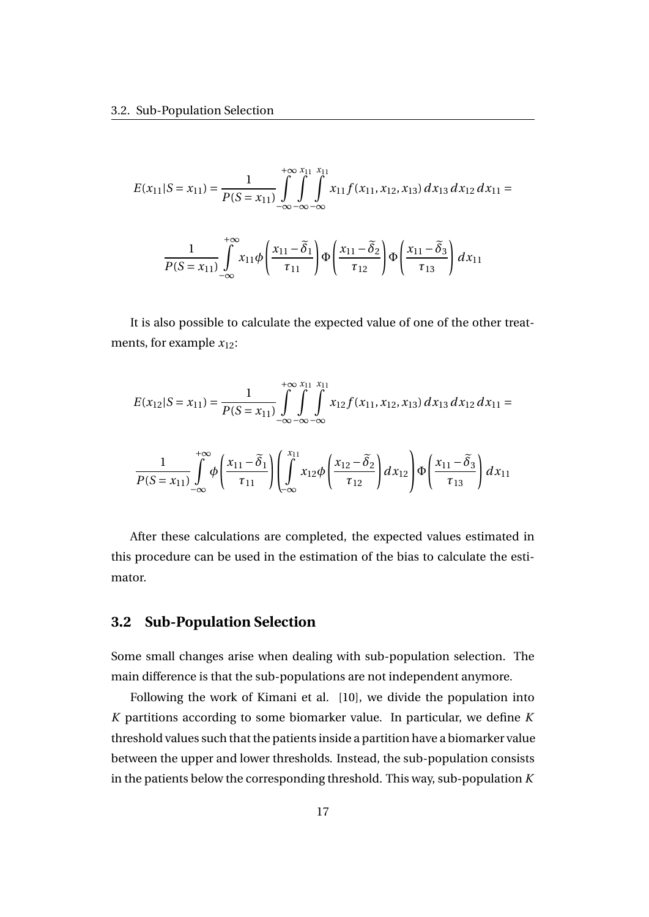$$E(x_{11}|S = x_{11}) = \frac{1}{P(S = x_{11})} \int_{-\infty}^{+\infty} \int_{-\infty}^{x_{11}} \int_{-\infty}^{x_{11}} x_{11} f(x_{11}, x_{12}, x_{13})\, dx_{13}\, dx_{12}\, dx_{11} =$$

$$\frac{1}{P(S = x_{11})} \int_{-\infty}^{+\infty} x_{11} \phi\left(\frac{x_{11} - \widetilde{\delta}_1}{\tau_{11}}\right) \Phi\left(\frac{x_{11} - \widetilde{\delta}_2}{\tau_{12}}\right) \Phi\left(\frac{x_{11} - \widetilde{\delta}_3}{\tau_{13}}\right) dx_{11}$$

It is also possible to calculate the expected value of one of the other treatments, for example $x_{12}$:

$$E(x_{12}|S = x_{11}) = \frac{1}{P(S = x_{11})} \int_{-\infty}^{+\infty} \int_{-\infty}^{x_{11}} \int_{-\infty}^{x_{11}} x_{12} f(x_{11}, x_{12}, x_{13})\, dx_{13}\, dx_{12}\, dx_{11} =$$

$$\frac{1}{P(S = x_{11})} \int_{-\infty}^{+\infty} \phi\left(\frac{x_{11} - \widetilde{\delta}_1}{\tau_{11}}\right) \left( \int_{-\infty}^{x_{11}} x_{12} \phi\left(\frac{x_{12} - \widetilde{\delta}_2}{\tau_{12}}\right) dx_{12} \right) \Phi\left(\frac{x_{11} - \widetilde{\delta}_3}{\tau_{13}}\right) dx_{11}$$

After these calculations are completed, the expected values estimated in this procedure can be used in the estimation of the bias to calculate the estimator.

## 3.2 Sub-Population Selection

Some small changes arise when dealing with sub-population selection. The main difference is that the sub-populations are not independent anymore.

Following the work of Kimani et al. [10], we divide the population into $K$ partitions according to some biomarker value. In particular, we define $K$ threshold values such that the patients inside a partition have a biomarker value between the upper and lower thresholds. Instead, the sub-population consists in the patients below the corresponding threshold. This way, sub-population $K$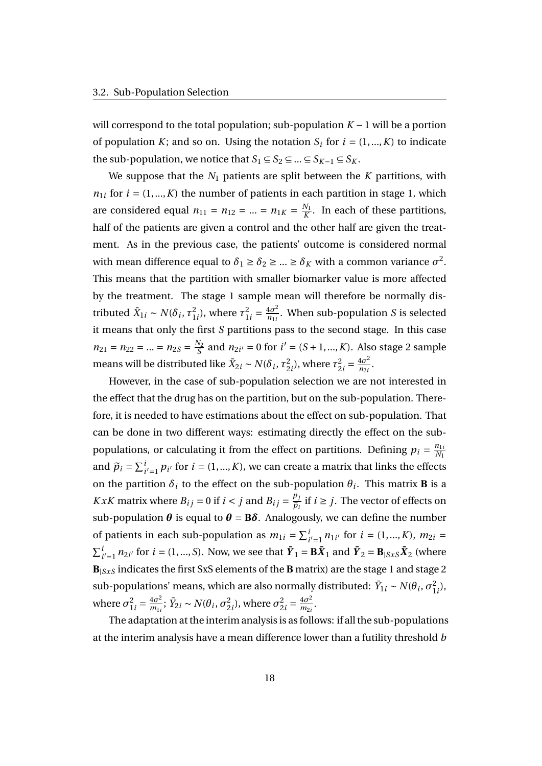will correspond to the total population; sub-population $K-1$ will be a portion of population $K$; and so on. Using the notation $S_i$ for $i = (1,...,K)$ to indicate the sub-population, we notice that $S_1 \subseteq S_2 \subseteq ... \subseteq S_{K-1} \subseteq S_K$.

We suppose that the $N_1$ patients are split between the $K$ partitions, with $n_{1i}$ for $i = (1,...,K)$ the number of patients in each partition in stage 1, which are considered equal $n_{11} = n_{12} = ... = n_{1K} = \frac{N_1}{K}$. In each of these partitions, half of the patients are given a control and the other half are given the treatment. As in the previous case, the patients' outcome is considered normal with mean difference equal to $\delta_1 \geq \delta_2 \geq ... \geq \delta_K$ with a common variance $\sigma^2$. This means that the partition with smaller biomarker value is more affected by the treatment. The stage 1 sample mean will therefore be normally distributed $\bar{X}_{1i} \sim N(\delta_i, \tau_{1i}^2)$, where $\tau_{1i}^2 = \frac{4\sigma^2}{n_{1i}}$. When sub-population $S$ is selected it means that only the first $S$ partitions pass to the second stage. In this case $n_{21} = n_{22} = ... = n_{2S} = \frac{N_2}{S}$ and $n_{2i'} = 0$ for $i' = (S+1,...,K)$. Also stage 2 sample means will be distributed like $\bar{X}_{2i} \sim N(\delta_i, \tau_{2i}^2)$, where $\tau_{2i}^2 = \frac{4\sigma^2}{n_{2i}}$.

However, in the case of sub-population selection we are not interested in the effect that the drug has on the partition, but on the sub-population. Therefore, it is needed to have estimations about the effect on sub-population. That can be done in two different ways: estimating directly the effect on the sub-populations, or calculating it from the effect on partitions. Defining $p_i = \frac{n_{1i}}{N_1}$ and $\widetilde{p}_i = \sum_{i'=1}^{i} p_{i'}$ for $i = (1,...,K)$, we can create a matrix that links the effects on the partition $\delta_i$ to the effect on the sub-population $\theta_i$. This matrix $\mathbf{B}$ is a $KxK$ matrix where $B_{ij} = 0$ if $i < j$ and $B_{ij} = \frac{p_j}{\widetilde{p}_i}$ if $i \geq j$. The vector of effects on sub-population $\boldsymbol{\theta}$ is equal to $\boldsymbol{\theta} = \mathbf{B}\boldsymbol{\delta}$. Analogously, we can define the number of patients in each sub-population as $m_{1i} = \sum_{i'=1}^{i} n_{1i'}$ for $i = (1,...,K)$, $m_{2i} = \sum_{i'=1}^{i} n_{2i'}$ for $i = (1,...,S)$. Now, we see that $\bar{\boldsymbol{Y}}_1 = \mathbf{B}\bar{\boldsymbol{X}}_1$ and $\bar{\boldsymbol{Y}}_2 = \mathbf{B}_{|SxS}\bar{\boldsymbol{X}}_2$ (where $\mathbf{B}_{|SxS}$ indicates the first SxS elements of the $\mathbf{B}$ matrix) are the stage 1 and stage 2 sub-populations' means, which are also normally distributed: $\bar{Y}_{1i} \sim N(\theta_i, \sigma_{1i}^2)$, where $\sigma_{1i}^2 = \frac{4\sigma^2}{m_{1i}}$; $\bar{Y}_{2i} \sim N(\theta_i, \sigma_{2i}^2)$, where $\sigma_{2i}^2 = \frac{4\sigma^2}{m_{2i}}$.

The adaptation at the interim analysis is as follows: if all the sub-populations at the interim analysis have a mean difference lower than a futility threshold $b$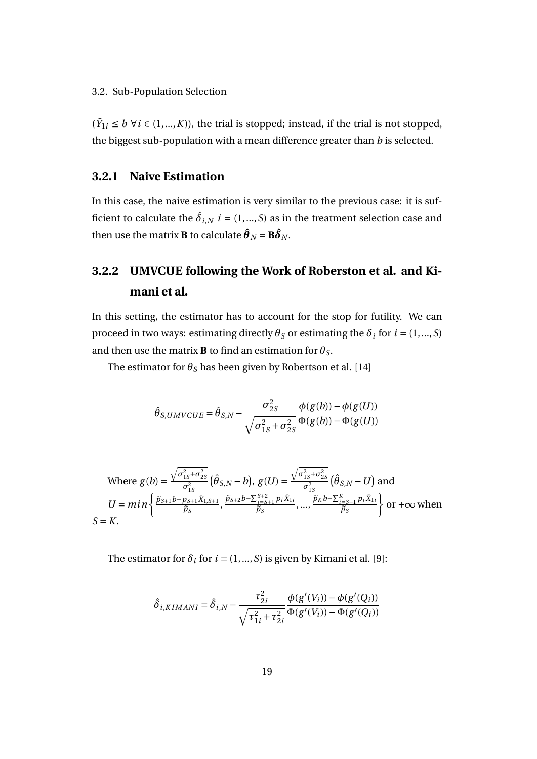($\bar{Y}_{1i} \leq b \; \forall i \in (1, ..., K)$), the trial is stopped; instead, if the trial is not stopped, the biggest sub-population with a mean difference greater than $b$ is selected.

### 3.2.1 Naive Estimation

In this case, the naive estimation is very similar to the previous case: it is sufficient to calculate the $\hat{\delta}_{i,N}$ $i = (1, ..., S)$ as in the treatment selection case and then use the matrix **B** to calculate $\hat{\boldsymbol{\theta}}_N = \mathbf{B}\hat{\boldsymbol{\delta}}_N$.

### 3.2.2 UMVCUE following the Work of Roberston et al. and Kimani et al.

In this setting, the estimator has to account for the stop for futility. We can proceed in two ways: estimating directly $\theta_S$ or estimating the $\delta_i$ for $i = (1, ..., S)$ and then use the matrix **B** to find an estimation for $\theta_S$.

The estimator for $\theta_S$ has been given by Robertson et al. [14]

$$\hat{\theta}_{S,UMVCUE} = \hat{\theta}_{S,N} - \frac{\sigma_{2S}^2}{\sqrt{\sigma_{1S}^2 + \sigma_{2S}^2}} \frac{\phi(g(b)) - \phi(g(U))}{\Phi(g(b)) - \Phi(g(U))}$$

Where $g(b) = \frac{\sqrt{\sigma_{1S}^2 + \sigma_{2S}^2}}{\sigma_{1S}^2}\left(\hat{\theta}_{S,N} - b\right)$, $g(U) = \frac{\sqrt{\sigma_{1S}^2 + \sigma_{2S}^2}}{\sigma_{1S}^2}\left(\hat{\theta}_{S,N} - U\right)$ and $U = min\left\{\frac{\tilde{p}_{S+1}b - p_{S+1}\bar{X}_{1,S+1}}{\tilde{p}_S}, \frac{\tilde{p}_{S+2}b - \sum_{i=S+1}^{S+2} p_i \bar{X}_{1i}}{\tilde{p}_S}, ..., \frac{\tilde{p}_K b - \sum_{i=S+1}^{K} p_i \bar{X}_{1i}}{\tilde{p}_S}\right\}$ or $+\infty$ when $S = K$.

The estimator for $\delta_i$ for $i = (1, ..., S)$ is given by Kimani et al. [9]:

$$\hat{\delta}_{i,KIMANI} = \hat{\delta}_{i,N} - \frac{\tau_{2i}^2}{\sqrt{\tau_{1i}^2 + \tau_{2i}^2}} \frac{\phi(g'(V_i)) - \phi(g'(Q_i))}{\Phi(g'(V_i)) - \Phi(g'(Q_i))}$$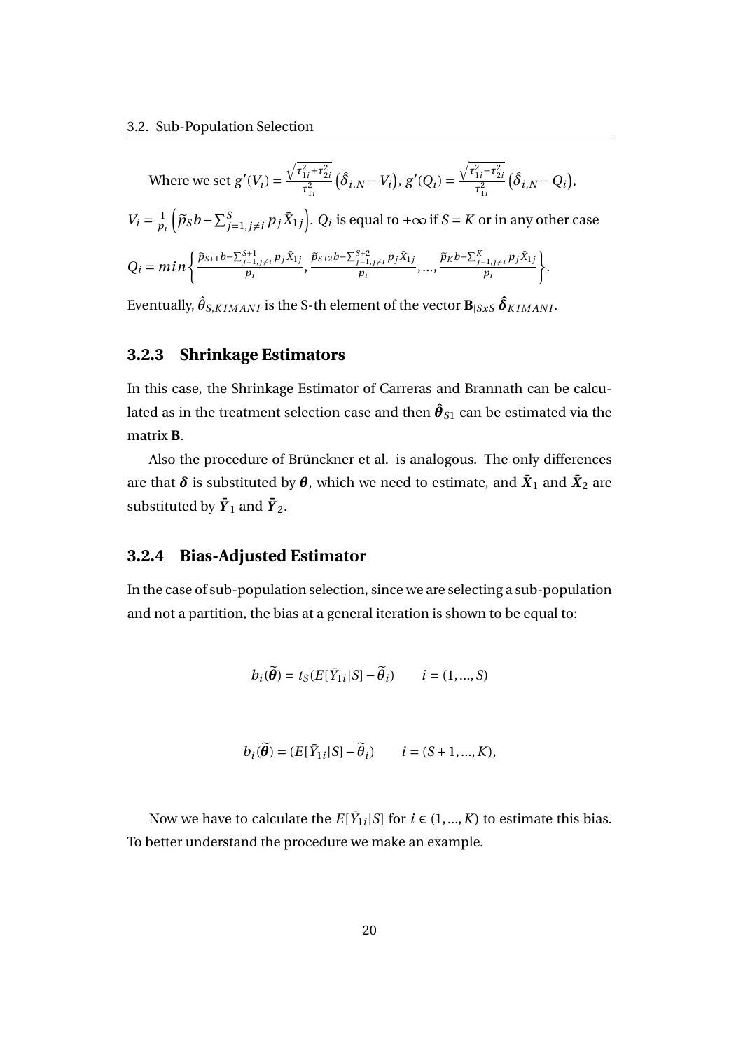Where we set $g'(V_i) = \frac{\sqrt{\tau_{1i}^2+\tau_{2i}^2}}{\tau_{1i}^2}\left(\hat{\delta}_{i,N} - V_i\right)$, $g'(Q_i) = \frac{\sqrt{\tau_{1i}^2+\tau_{2i}^2}}{\tau_{1i}^2}\left(\hat{\delta}_{i,N} - Q_i\right)$,

$V_i = \frac{1}{p_i}\left(\widetilde{p}_S b - \sum_{j=1,j\neq i}^{S} p_j \bar{X}_{1j}\right)$. $Q_i$ is equal to $+\infty$ if $S = K$ or in any other case

$Q_i = min\left\{\frac{\widetilde{p}_{S+1} b - \sum_{j=1,j\neq i}^{S+1} p_j \bar{X}_{1j}}{p_i}, \frac{\widetilde{p}_{S+2} b - \sum_{j=1,j\neq i}^{S+2} p_j \bar{X}_{1j}}{p_i}, ..., \frac{\widetilde{p}_K b - \sum_{j=1,j\neq i}^{K} p_j \bar{X}_{1j}}{p_i}\right\}$.

Eventually, $\hat{\theta}_{S,KIMANI}$ is the S-th element of the vector $\mathbf{B}_{|SxS}\, \hat{\boldsymbol{\delta}}_{KIMANI}$.

### 3.2.3 Shrinkage Estimators

In this case, the Shrinkage Estimator of Carreras and Brannath can be calculated as in the treatment selection case and then $\hat{\boldsymbol{\theta}}_{S1}$ can be estimated via the matrix $\mathbf{B}$.

Also the procedure of Brünckner et al. is analogous. The only differences are that $\boldsymbol{\delta}$ is substituted by $\boldsymbol{\theta}$, which we need to estimate, and $\bar{\boldsymbol{X}}_1$ and $\bar{\boldsymbol{X}}_2$ are substituted by $\bar{\boldsymbol{Y}}_1$ and $\bar{\boldsymbol{Y}}_2$.

### 3.2.4 Bias-Adjusted Estimator

In the case of sub-population selection, since we are selecting a sub-population and not a partition, the bias at a general iteration is shown to be equal to:

$$b_i(\widetilde{\boldsymbol{\theta}}) = t_S(E[\bar{Y}_{1i}|S] - \widetilde{\theta}_i) \qquad i = (1, ..., S)$$

$$b_i(\widetilde{\boldsymbol{\theta}}) = (E[\bar{Y}_{1i}|S] - \widetilde{\theta}_i) \qquad i = (S+1, ..., K),$$

Now we have to calculate the $E[\bar{Y}_{1i}|S]$ for $i \in (1, ..., K)$ to estimate this bias. To better understand the procedure we make an example.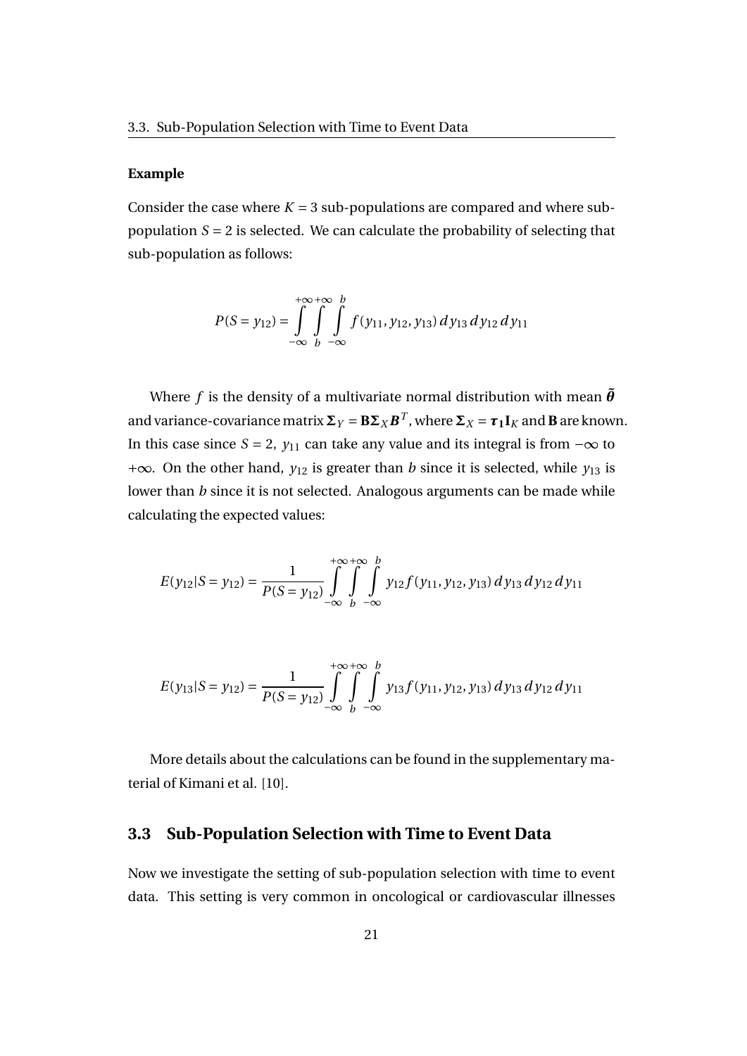**Example**

Consider the case where $K = 3$ sub-populations are compared and where sub-population $S = 2$ is selected. We can calculate the probability of selecting that sub-population as follows:

$$P(S = y_{12}) = \int_{-\infty}^{+\infty} \int_{b}^{+\infty} \int_{-\infty}^{b} f(y_{11}, y_{12}, y_{13})\, dy_{13}\, dy_{12}\, dy_{11}$$

Where $f$ is the density of a multivariate normal distribution with mean $\tilde{\boldsymbol{\theta}}$ and variance-covariance matrix $\boldsymbol{\Sigma}_Y = \mathbf{B}\boldsymbol{\Sigma}_X \boldsymbol{B}^T$, where $\boldsymbol{\Sigma}_X = \boldsymbol{\tau_1}\mathbf{I}_K$ and $\mathbf{B}$ are known. In this case since $S = 2$, $y_{11}$ can take any value and its integral is from $-\infty$ to $+\infty$. On the other hand, $y_{12}$ is greater than $b$ since it is selected, while $y_{13}$ is lower than $b$ since it is not selected. Analogous arguments can be made while calculating the expected values:

$$E(y_{12}|S = y_{12}) = \frac{1}{P(S = y_{12})} \int_{-\infty}^{+\infty} \int_{b}^{+\infty} \int_{-\infty}^{b} y_{12} f(y_{11}, y_{12}, y_{13})\, dy_{13}\, dy_{12}\, dy_{11}$$

$$E(y_{13}|S = y_{12}) = \frac{1}{P(S = y_{12})} \int_{-\infty}^{+\infty} \int_{b}^{+\infty} \int_{-\infty}^{b} y_{13} f(y_{11}, y_{12}, y_{13})\, dy_{13}\, dy_{12}\, dy_{11}$$

More details about the calculations can be found in the supplementary material of Kimani et al. [10].

## 3.3 Sub-Population Selection with Time to Event Data

Now we investigate the setting of sub-population selection with time to event data. This setting is very common in oncological or cardiovascular illnesses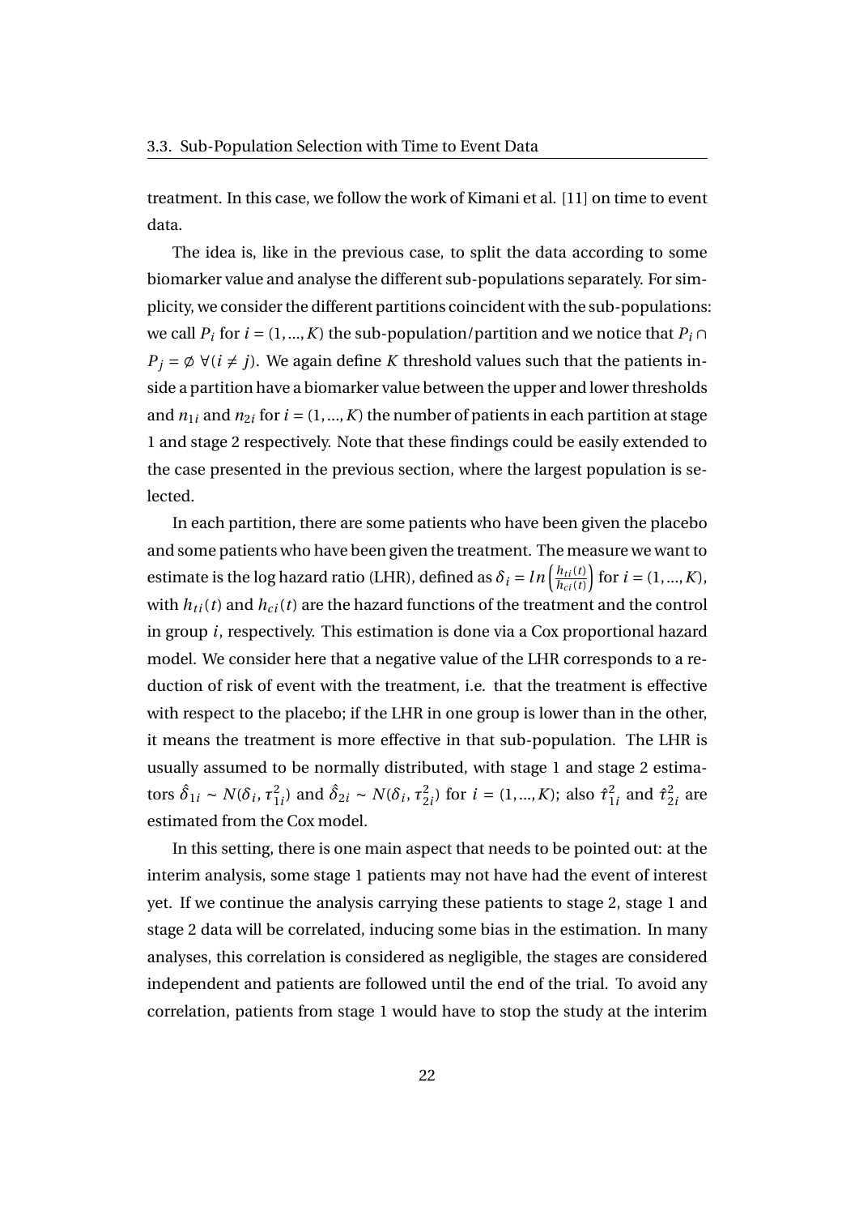treatment. In this case, we follow the work of Kimani et al. [11] on time to event data.

The idea is, like in the previous case, to split the data according to some biomarker value and analyse the different sub-populations separately. For simplicity, we consider the different partitions coincident with the sub-populations: we call $P_i$ for $i = (1,...,K)$ the sub-population/partition and we notice that $P_i \cap P_j = \emptyset \ \forall (i \neq j)$. We again define $K$ threshold values such that the patients inside a partition have a biomarker value between the upper and lower thresholds and $n_{1i}$ and $n_{2i}$ for $i = (1,...,K)$ the number of patients in each partition at stage 1 and stage 2 respectively. Note that these findings could be easily extended to the case presented in the previous section, where the largest population is selected.

In each partition, there are some patients who have been given the placebo and some patients who have been given the treatment. The measure we want to estimate is the log hazard ratio (LHR), defined as $\delta_i = ln\left(\frac{h_{ti}(t)}{h_{ci}(t)}\right)$ for $i = (1,...,K)$, with $h_{ti}(t)$ and $h_{ci}(t)$ are the hazard functions of the treatment and the control in group $i$, respectively. This estimation is done via a Cox proportional hazard model. We consider here that a negative value of the LHR corresponds to a reduction of risk of event with the treatment, i.e. that the treatment is effective with respect to the placebo; if the LHR in one group is lower than in the other, it means the treatment is more effective in that sub-population. The LHR is usually assumed to be normally distributed, with stage 1 and stage 2 estimators $\hat{\delta}_{1i} \sim N(\delta_i, \tau^2_{1i})$ and $\hat{\delta}_{2i} \sim N(\delta_i, \tau^2_{2i})$ for $i = (1,...,K)$; also $\hat{\tau}^2_{1i}$ and $\hat{\tau}^2_{2i}$ are estimated from the Cox model.

In this setting, there is one main aspect that needs to be pointed out: at the interim analysis, some stage 1 patients may not have had the event of interest yet. If we continue the analysis carrying these patients to stage 2, stage 1 and stage 2 data will be correlated, inducing some bias in the estimation. In many analyses, this correlation is considered as negligible, the stages are considered independent and patients are followed until the end of the trial. To avoid any correlation, patients from stage 1 would have to stop the study at the interim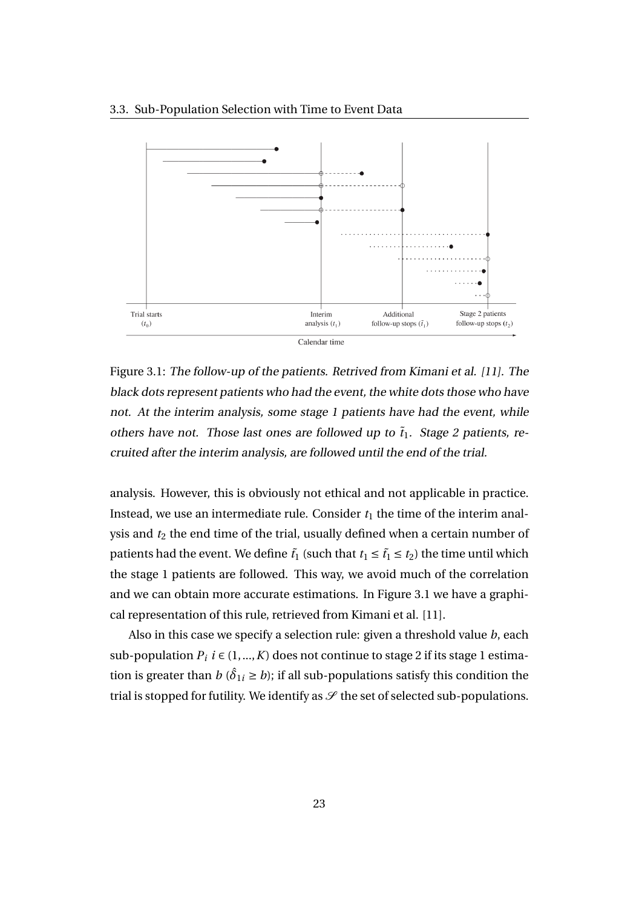Figure 3.1: *The follow-up of the patients. Retrived from Kimani et al. [11]. The black dots represent patients who had the event, the white dots those who have not. At the interim analysis, some stage 1 patients have had the event, while others have not. Those last ones are followed up to $\tilde{t}_1$. Stage 2 patients, recruited after the interim analysis, are followed until the end of the trial.*

analysis. However, this is obviously not ethical and not applicable in practice. Instead, we use an intermediate rule. Consider $t_1$ the time of the interim analysis and $t_2$ the end time of the trial, usually defined when a certain number of patients had the event. We define $\tilde{t}_1$ (such that $t_1 \leq \tilde{t}_1 \leq t_2$) the time until which the stage 1 patients are followed. This way, we avoid much of the correlation and we can obtain more accurate estimations. In Figure 3.1 we have a graphical representation of this rule, retrieved from Kimani et al. [11].

Also in this case we specify a selection rule: given a threshold value $b$, each sub-population $P_i$ $i \in (1, ..., K)$ does not continue to stage 2 if its stage 1 estimation is greater than $b$ ($\hat{\delta}_{1i} \geq b$); if all sub-populations satisfy this condition the trial is stopped for futility. We identify as $\mathscr{S}$ the set of selected sub-populations.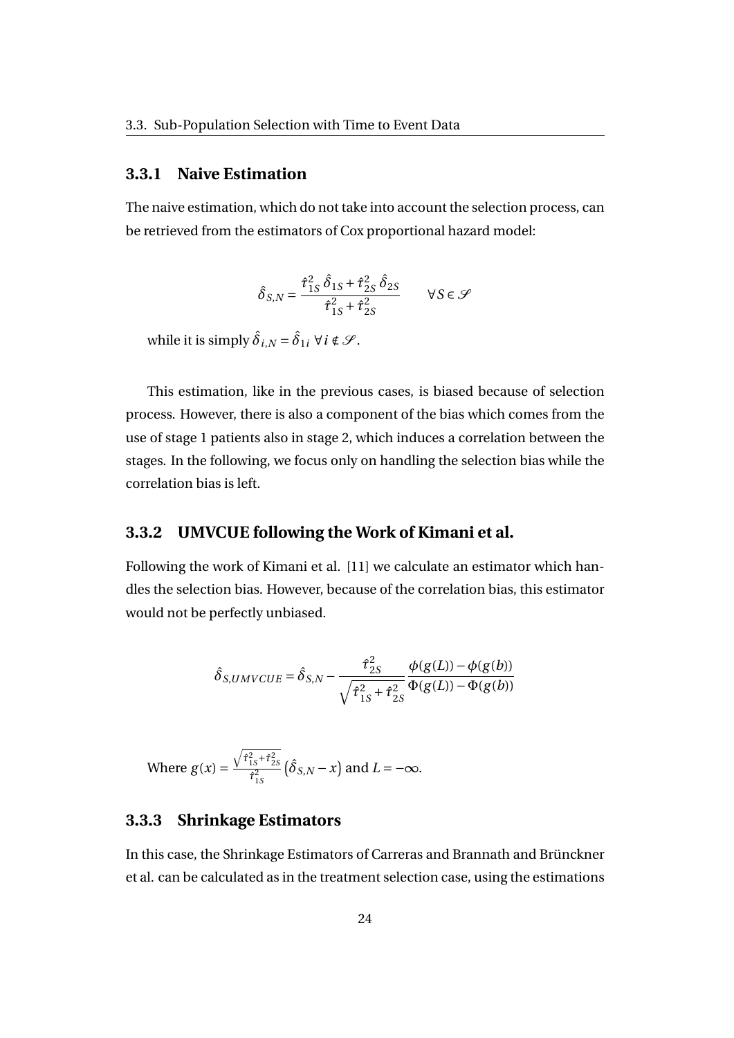### 3.3.1 Naive Estimation

The naive estimation, which do not take into account the selection process, can be retrieved from the estimators of Cox proportional hazard model:

$$\hat{\delta}_{S,N} = \frac{\hat{\tau}_{1S}^2 \, \hat{\delta}_{1S} + \hat{\tau}_{2S}^2 \, \hat{\delta}_{2S}}{\hat{\tau}_{1S}^2 + \hat{\tau}_{2S}^2} \qquad \forall S \in \mathscr{S}$$

while it is simply $\hat{\delta}_{i,N} = \hat{\delta}_{1i} \; \forall i \notin \mathscr{S}$.

This estimation, like in the previous cases, is biased because of selection process. However, there is also a component of the bias which comes from the use of stage 1 patients also in stage 2, which induces a correlation between the stages. In the following, we focus only on handling the selection bias while the correlation bias is left.

### 3.3.2 UMVCUE following the Work of Kimani et al.

Following the work of Kimani et al. [11] we calculate an estimator which handles the selection bias. However, because of the correlation bias, this estimator would not be perfectly unbiased.

$$\hat{\delta}_{S,UMVCUE} = \hat{\delta}_{S,N} - \frac{\hat{\tau}_{2S}^2}{\sqrt{\hat{\tau}_{1S}^2 + \hat{\tau}_{2S}^2}} \frac{\phi(g(L)) - \phi(g(b))}{\Phi(g(L)) - \Phi(g(b))}$$

Where $g(x) = \frac{\sqrt{\hat{\tau}_{1S}^2 + \hat{\tau}_{2S}^2}}{\hat{\tau}_{1S}^2} \left(\hat{\delta}_{S,N} - x\right)$ and $L = -\infty$.

### 3.3.3 Shrinkage Estimators

In this case, the Shrinkage Estimators of Carreras and Brannath and Brünckner et al. can be calculated as in the treatment selection case, using the estimations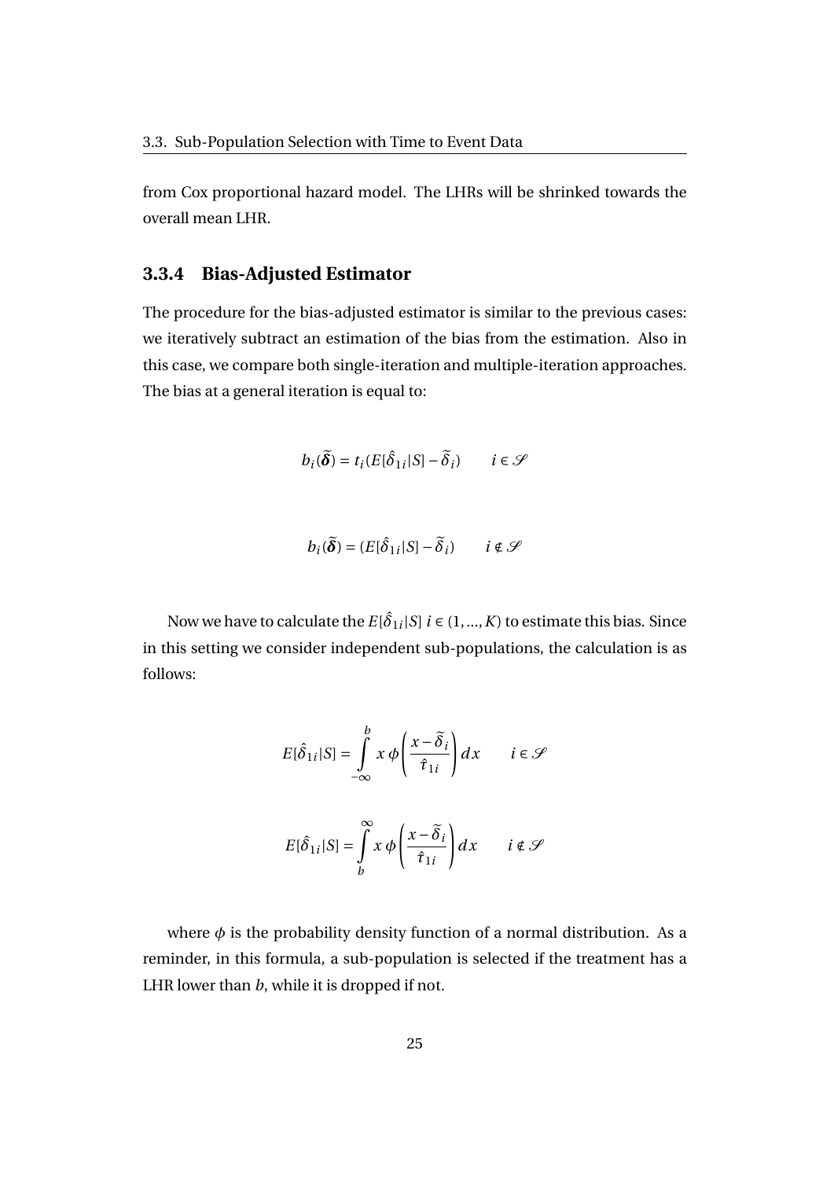from Cox proportional hazard model. The LHRs will be shrinked towards the overall mean LHR.

### 3.3.4 Bias-Adjusted Estimator

The procedure for the bias-adjusted estimator is similar to the previous cases: we iteratively subtract an estimation of the bias from the estimation. Also in this case, we compare both single-iteration and multiple-iteration approaches. The bias at a general iteration is equal to:

$$b_i(\widetilde{\boldsymbol{\delta}}) = t_i(E[\hat{\delta}_{1i}|S] - \widetilde{\delta}_i) \qquad i \in \mathscr{S}$$

$$b_i(\widetilde{\boldsymbol{\delta}}) = (E[\hat{\delta}_{1i}|S] - \widetilde{\delta}_i) \qquad i \notin \mathscr{S}$$

Now we have to calculate the $E[\hat{\delta}_{1i}|S]$ $i \in (1,...,K)$ to estimate this bias. Since in this setting we consider independent sub-populations, the calculation is as follows:

$$E[\hat{\delta}_{1i}|S] = \int_{-\infty}^{b} x\,\phi\left(\frac{x - \widetilde{\delta}_i}{\hat{\tau}_{1i}}\right) dx \qquad i \in \mathscr{S}$$

$$E[\hat{\delta}_{1i}|S] = \int_{b}^{\infty} x\,\phi\left(\frac{x - \widetilde{\delta}_i}{\hat{\tau}_{1i}}\right) dx \qquad i \notin \mathscr{S}$$

where $\phi$ is the probability density function of a normal distribution. As a reminder, in this formula, a sub-population is selected if the treatment has a LHR lower than $b$, while it is dropped if not.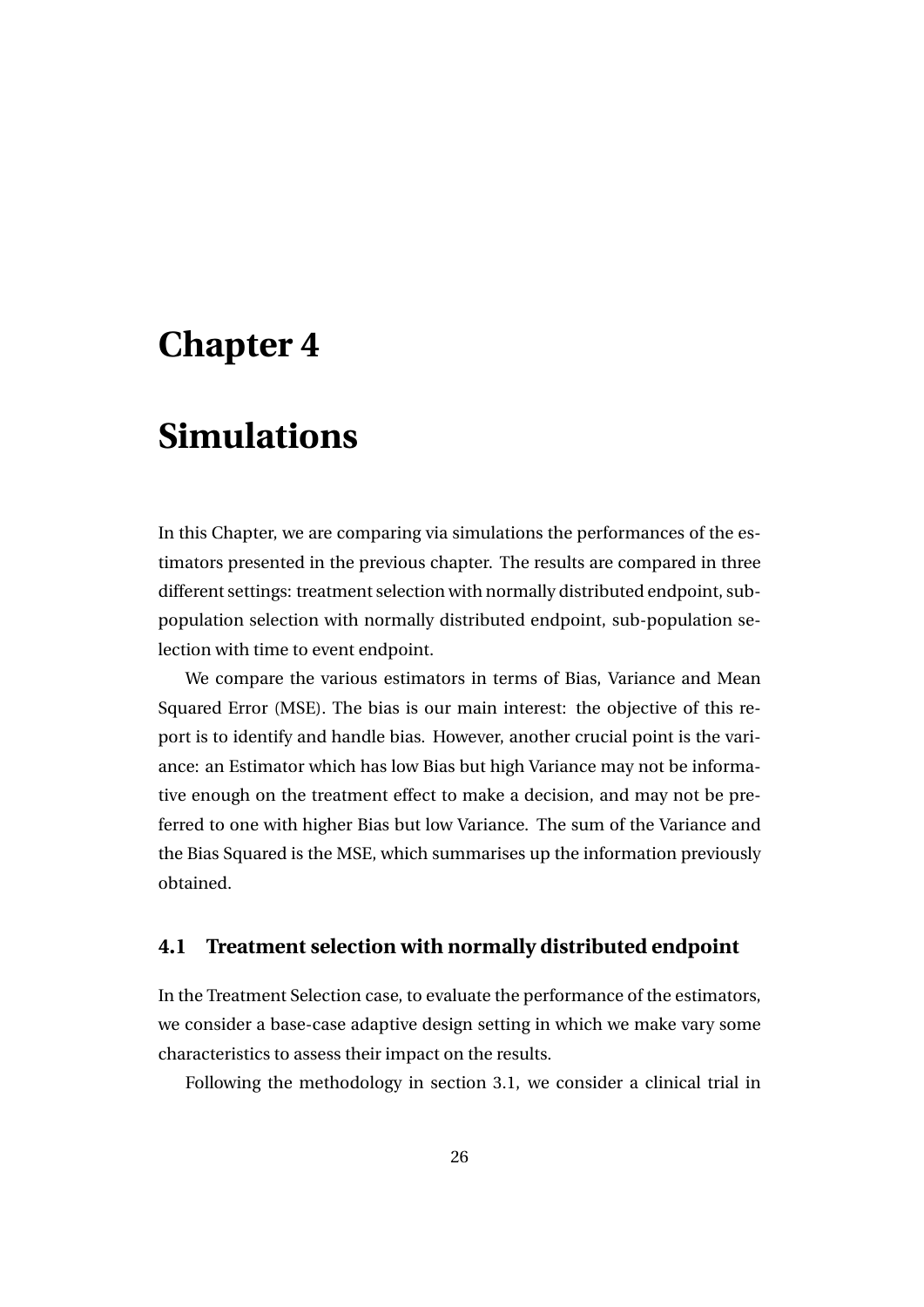# Chapter 4

# Simulations

In this Chapter, we are comparing via simulations the performances of the estimators presented in the previous chapter. The results are compared in three different settings: treatment selection with normally distributed endpoint, sub-population selection with normally distributed endpoint, sub-population selection with time to event endpoint.

We compare the various estimators in terms of Bias, Variance and Mean Squared Error (MSE). The bias is our main interest: the objective of this report is to identify and handle bias. However, another crucial point is the variance: an Estimator which has low Bias but high Variance may not be informative enough on the treatment effect to make a decision, and may not be preferred to one with higher Bias but low Variance. The sum of the Variance and the Bias Squared is the MSE, which summarises up the information previously obtained.

## 4.1 Treatment selection with normally distributed endpoint

In the Treatment Selection case, to evaluate the performance of the estimators, we consider a base-case adaptive design setting in which we make vary some characteristics to assess their impact on the results.

Following the methodology in section 3.1, we consider a clinical trial in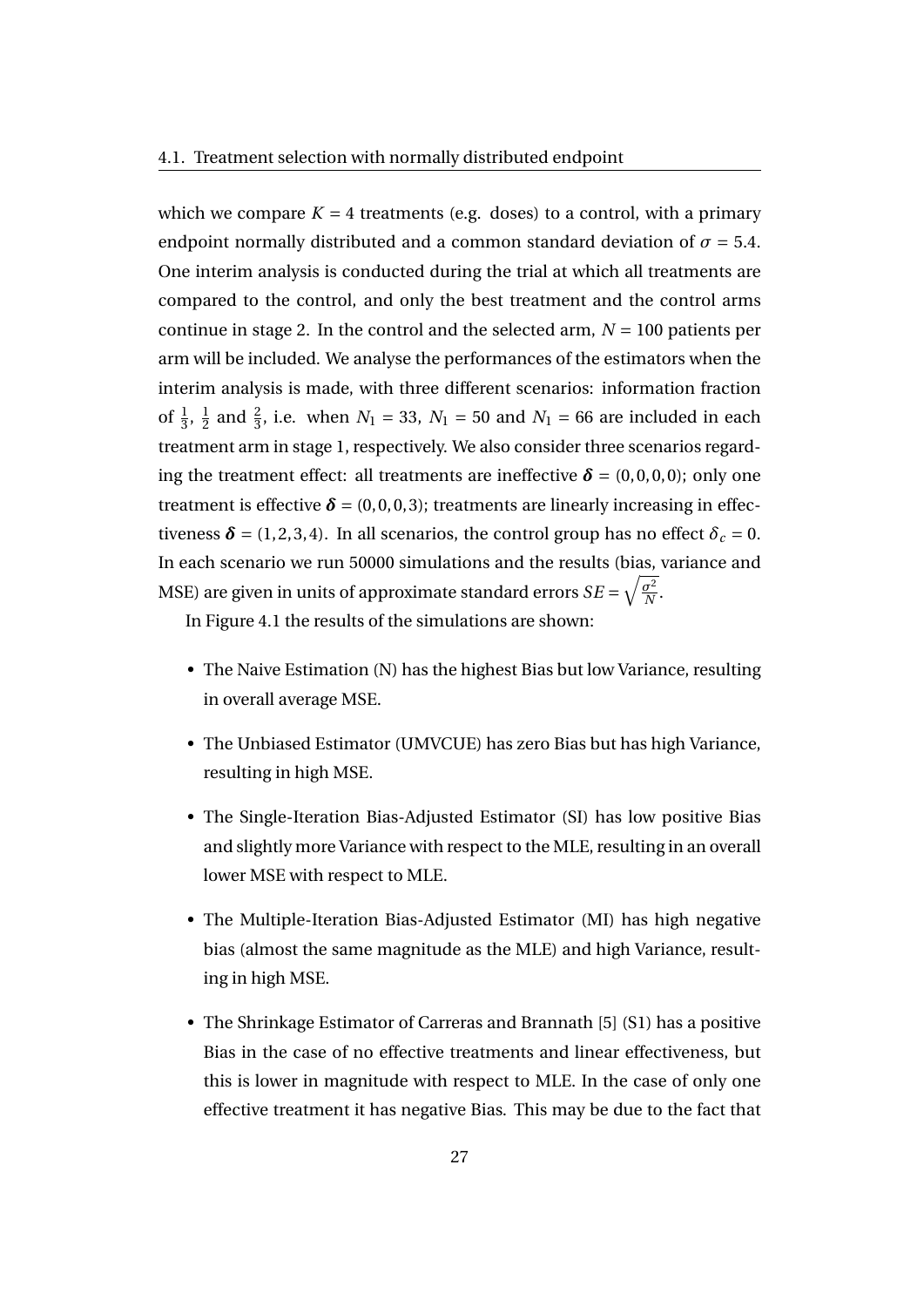which we compare $K = 4$ treatments (e.g. doses) to a control, with a primary endpoint normally distributed and a common standard deviation of $\sigma = 5.4$. One interim analysis is conducted during the trial at which all treatments are compared to the control, and only the best treatment and the control arms continue in stage 2. In the control and the selected arm, $N = 100$ patients per arm will be included. We analyse the performances of the estimators when the interim analysis is made, with three different scenarios: information fraction of $\frac{1}{3}$, $\frac{1}{2}$ and $\frac{2}{3}$, i.e. when $N_1 = 33$, $N_1 = 50$ and $N_1 = 66$ are included in each treatment arm in stage 1, respectively. We also consider three scenarios regarding the treatment effect: all treatments are ineffective $\boldsymbol{\delta} = (0,0,0,0)$; only one treatment is effective $\boldsymbol{\delta} = (0,0,0,3)$; treatments are linearly increasing in effectiveness $\boldsymbol{\delta} = (1,2,3,4)$. In all scenarios, the control group has no effect $\delta_c = 0$. In each scenario we run 50000 simulations and the results (bias, variance and MSE) are given in units of approximate standard errors $SE = \sqrt{\frac{\sigma^2}{N}}$.

In Figure 4.1 the results of the simulations are shown:

- The Naive Estimation (N) has the highest Bias but low Variance, resulting in overall average MSE.
- The Unbiased Estimator (UMVCUE) has zero Bias but has high Variance, resulting in high MSE.
- The Single-Iteration Bias-Adjusted Estimator (SI) has low positive Bias and slightly more Variance with respect to the MLE, resulting in an overall lower MSE with respect to MLE.
- The Multiple-Iteration Bias-Adjusted Estimator (MI) has high negative bias (almost the same magnitude as the MLE) and high Variance, resulting in high MSE.
- The Shrinkage Estimator of Carreras and Brannath [5] (S1) has a positive Bias in the case of no effective treatments and linear effectiveness, but this is lower in magnitude with respect to MLE. In the case of only one effective treatment it has negative Bias. This may be due to the fact that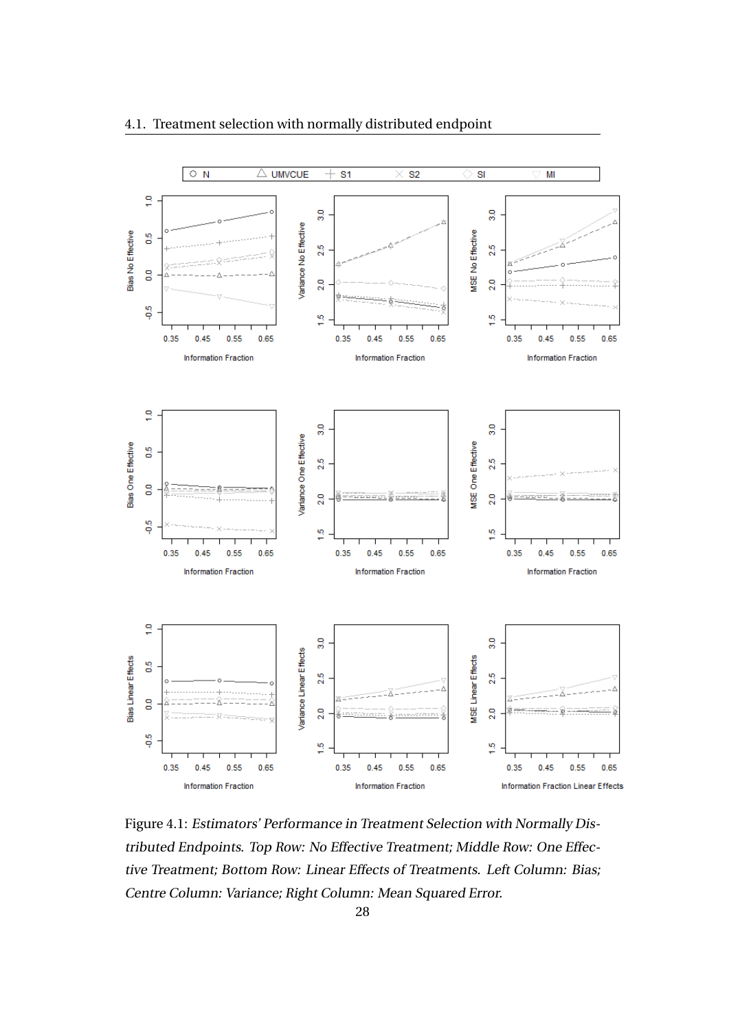Figure 4.1: *Estimators' Performance in Treatment Selection with Normally Distributed Endpoints. Top Row: No Effective Treatment; Middle Row: One Effective Treatment; Bottom Row: Linear Effects of Treatments. Left Column: Bias; Centre Column: Variance; Right Column: Mean Squared Error.*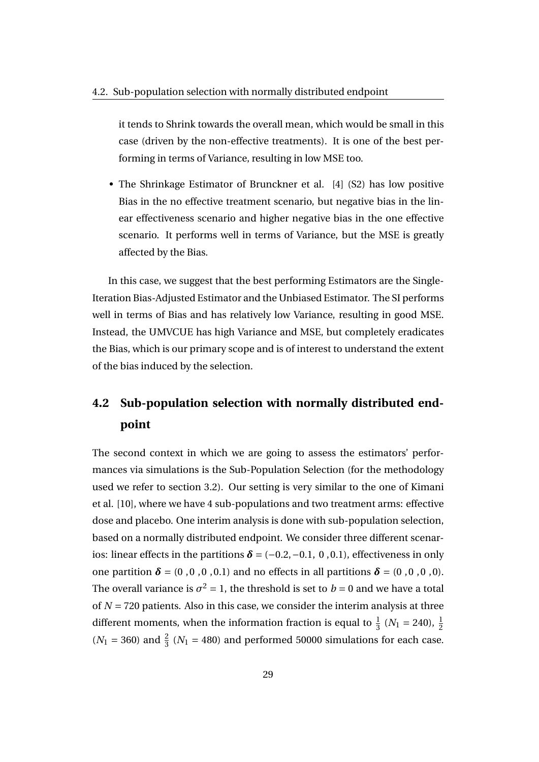it tends to Shrink towards the overall mean, which would be small in this case (driven by the non-effective treatments). It is one of the best performing in terms of Variance, resulting in low MSE too.

- The Shrinkage Estimator of Brunckner et al. [4] (S2) has low positive Bias in the no effective treatment scenario, but negative bias in the linear effectiveness scenario and higher negative bias in the one effective scenario. It performs well in terms of Variance, but the MSE is greatly affected by the Bias.

In this case, we suggest that the best performing Estimators are the Single-Iteration Bias-Adjusted Estimator and the Unbiased Estimator. The SI performs well in terms of Bias and has relatively low Variance, resulting in good MSE. Instead, the UMVCUE has high Variance and MSE, but completely eradicates the Bias, which is our primary scope and is of interest to understand the extent of the bias induced by the selection.

## 4.2 Sub-population selection with normally distributed endpoint

The second context in which we are going to assess the estimators' performances via simulations is the Sub-Population Selection (for the methodology used we refer to section 3.2). Our setting is very similar to the one of Kimani et al. [10], where we have 4 sub-populations and two treatment arms: effective dose and placebo. One interim analysis is done with sub-population selection, based on a normally distributed endpoint. We consider three different scenarios: linear effects in the partitions $\boldsymbol{\delta} = (-0.2, -0.1, 0, 0.1)$, effectiveness in only one partition $\boldsymbol{\delta} = (0, 0, 0, 0.1)$ and no effects in all partitions $\boldsymbol{\delta} = (0, 0, 0, 0)$. The overall variance is $\sigma^2 = 1$, the threshold is set to $b = 0$ and we have a total of $N = 720$ patients. Also in this case, we consider the interim analysis at three different moments, when the information fraction is equal to $\frac{1}{3}$ ($N_1 = 240$), $\frac{1}{2}$ ($N_1 = 360$) and $\frac{2}{3}$ ($N_1 = 480$) and performed 50000 simulations for each case.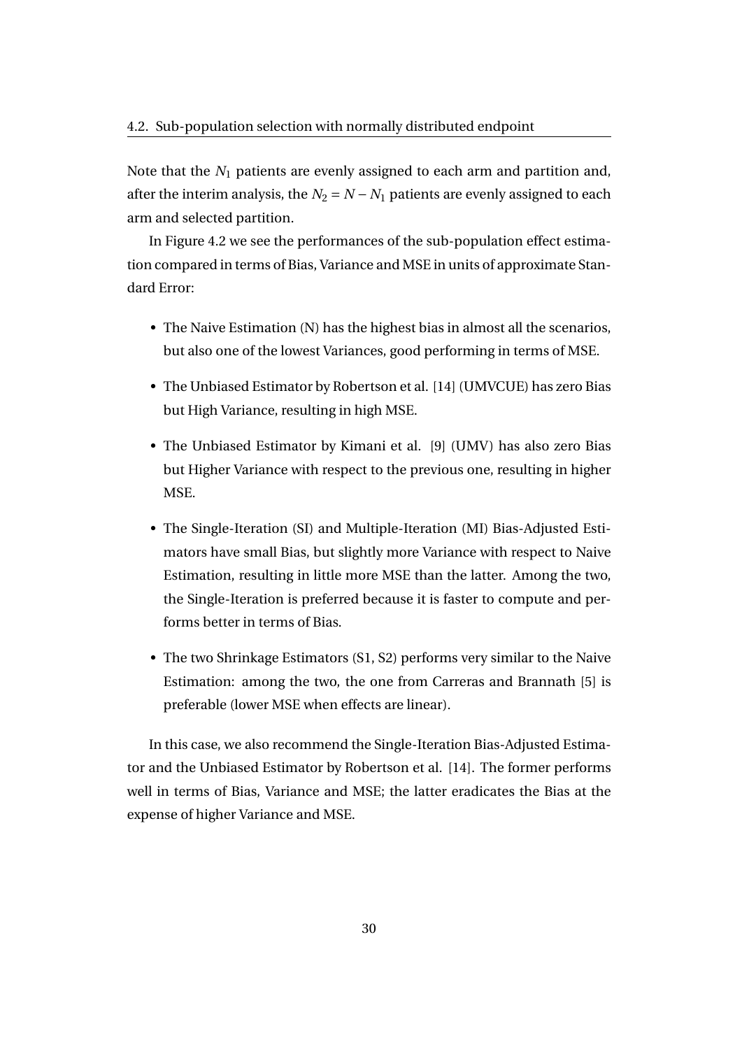Note that the $N_1$ patients are evenly assigned to each arm and partition and, after the interim analysis, the $N_2 = N - N_1$ patients are evenly assigned to each arm and selected partition.

In Figure 4.2 we see the performances of the sub-population effect estimation compared in terms of Bias, Variance and MSE in units of approximate Standard Error:

- The Naive Estimation (N) has the highest bias in almost all the scenarios, but also one of the lowest Variances, good performing in terms of MSE.
- The Unbiased Estimator by Robertson et al. [14] (UMVCUE) has zero Bias but High Variance, resulting in high MSE.
- The Unbiased Estimator by Kimani et al. [9] (UMV) has also zero Bias but Higher Variance with respect to the previous one, resulting in higher MSE.
- The Single-Iteration (SI) and Multiple-Iteration (MI) Bias-Adjusted Estimators have small Bias, but slightly more Variance with respect to Naive Estimation, resulting in little more MSE than the latter. Among the two, the Single-Iteration is preferred because it is faster to compute and performs better in terms of Bias.
- The two Shrinkage Estimators (S1, S2) performs very similar to the Naive Estimation: among the two, the one from Carreras and Brannath [5] is preferable (lower MSE when effects are linear).

In this case, we also recommend the Single-Iteration Bias-Adjusted Estimator and the Unbiased Estimator by Robertson et al. [14]. The former performs well in terms of Bias, Variance and MSE; the latter eradicates the Bias at the expense of higher Variance and MSE.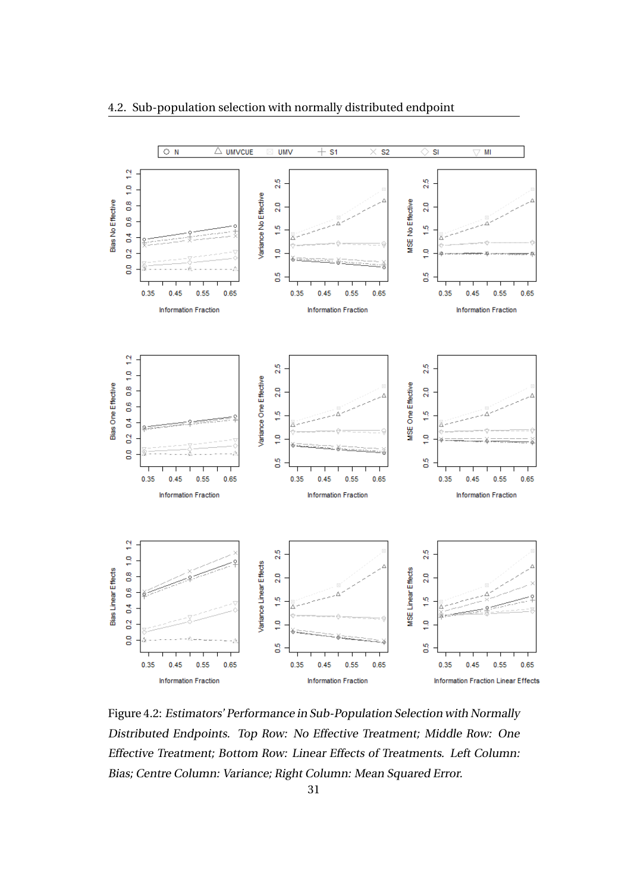Figure 4.2: *Estimators' Performance in Sub-Population Selection with Normally Distributed Endpoints. Top Row: No Effective Treatment; Middle Row: One Effective Treatment; Bottom Row: Linear Effects of Treatments. Left Column: Bias; Centre Column: Variance; Right Column: Mean Squared Error.*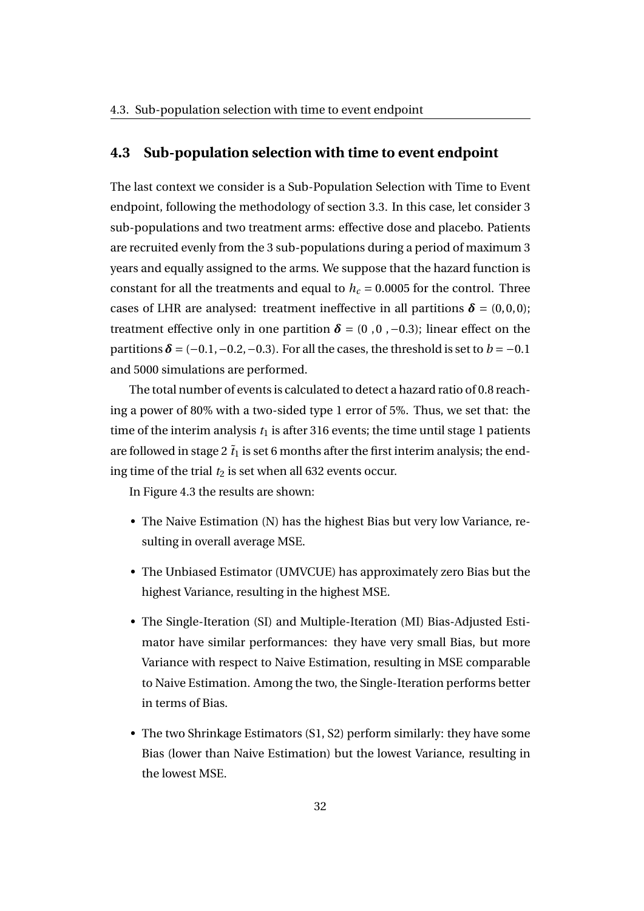## 4.3 Sub-population selection with time to event endpoint

The last context we consider is a Sub-Population Selection with Time to Event endpoint, following the methodology of section 3.3. In this case, let consider 3 sub-populations and two treatment arms: effective dose and placebo. Patients are recruited evenly from the 3 sub-populations during a period of maximum 3 years and equally assigned to the arms. We suppose that the hazard function is constant for all the treatments and equal to $h_c = 0.0005$ for the control. Three cases of LHR are analysed: treatment ineffective in all partitions $\boldsymbol{\delta} = (0, 0, 0)$; treatment effective only in one partition $\boldsymbol{\delta} = (0\ , 0\ , -0.3)$; linear effect on the partitions $\boldsymbol{\delta} = (-0.1, -0.2, -0.3)$. For all the cases, the threshold is set to $b = -0.1$ and 5000 simulations are performed.

The total number of events is calculated to detect a hazard ratio of 0.8 reaching a power of 80% with a two-sided type 1 error of 5%. Thus, we set that: the time of the interim analysis $t_1$ is after 316 events; the time until stage 1 patients are followed in stage 2 $\tilde{t}_1$ is set 6 months after the first interim analysis; the ending time of the trial $t_2$ is set when all 632 events occur.

In Figure 4.3 the results are shown:

- The Naive Estimation (N) has the highest Bias but very low Variance, resulting in overall average MSE.
- The Unbiased Estimator (UMVCUE) has approximately zero Bias but the highest Variance, resulting in the highest MSE.
- The Single-Iteration (SI) and Multiple-Iteration (MI) Bias-Adjusted Estimator have similar performances: they have very small Bias, but more Variance with respect to Naive Estimation, resulting in MSE comparable to Naive Estimation. Among the two, the Single-Iteration performs better in terms of Bias.
- The two Shrinkage Estimators (S1, S2) perform similarly: they have some Bias (lower than Naive Estimation) but the lowest Variance, resulting in the lowest MSE.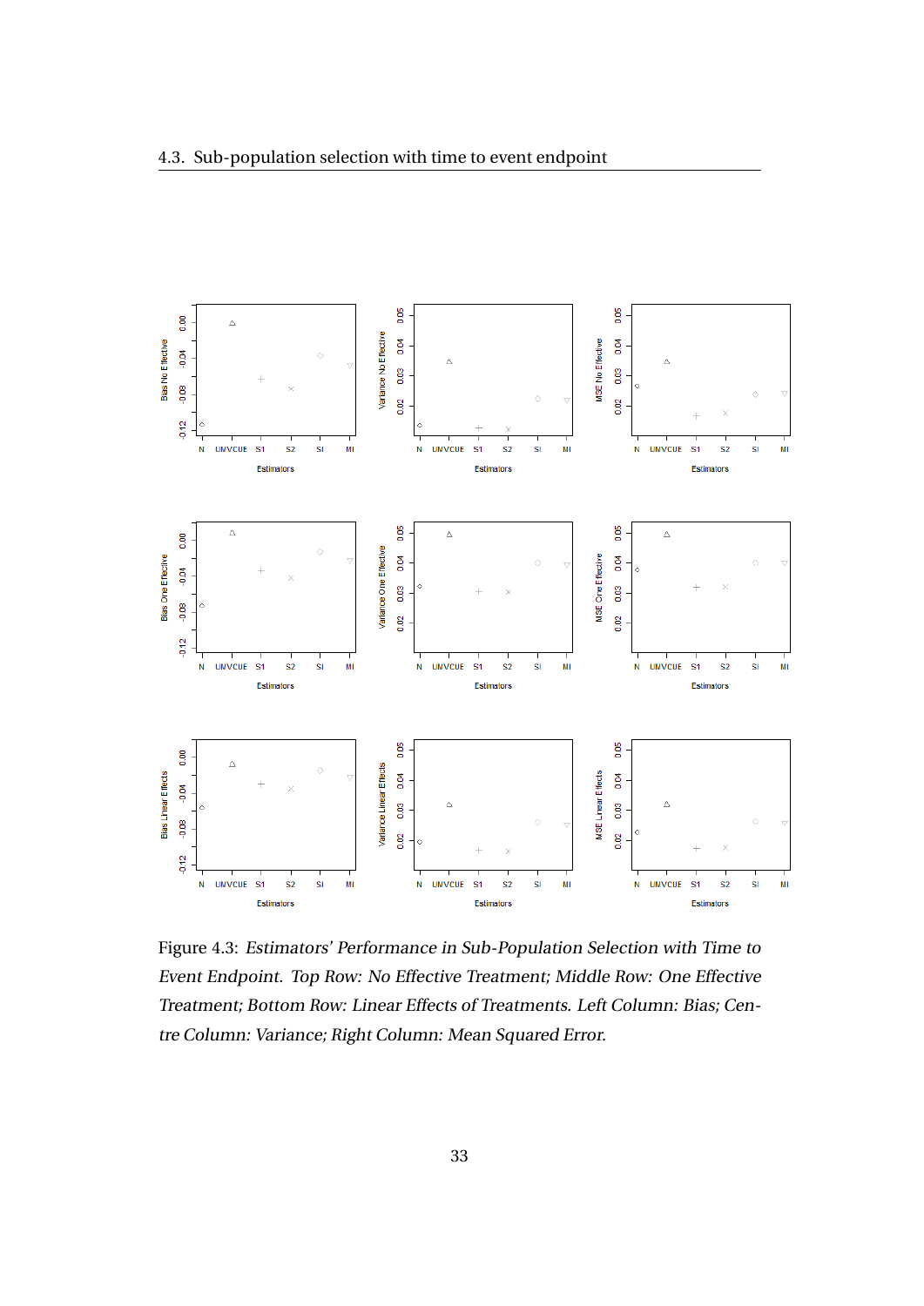Figure 4.3: *Estimators' Performance in Sub-Population Selection with Time to Event Endpoint. Top Row: No Effective Treatment; Middle Row: One Effective Treatment; Bottom Row: Linear Effects of Treatments. Left Column: Bias; Centre Column: Variance; Right Column: Mean Squared Error.*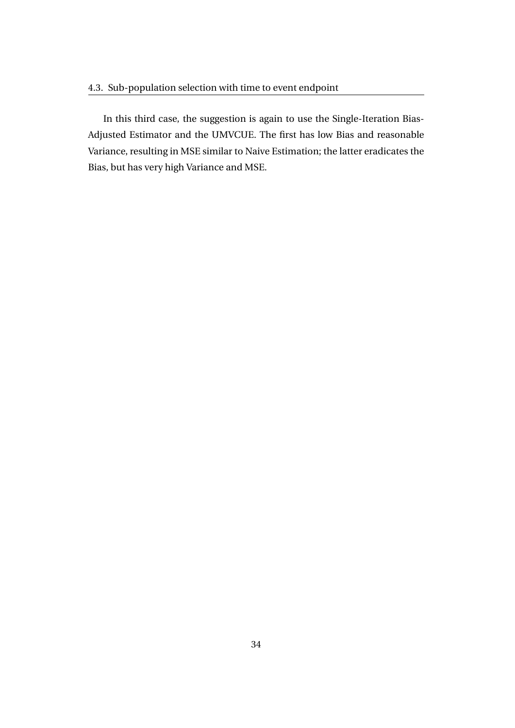In this third case, the suggestion is again to use the Single-Iteration Bias-Adjusted Estimator and the UMVCUE. The first has low Bias and reasonable Variance, resulting in MSE similar to Naive Estimation; the latter eradicates the Bias, but has very high Variance and MSE.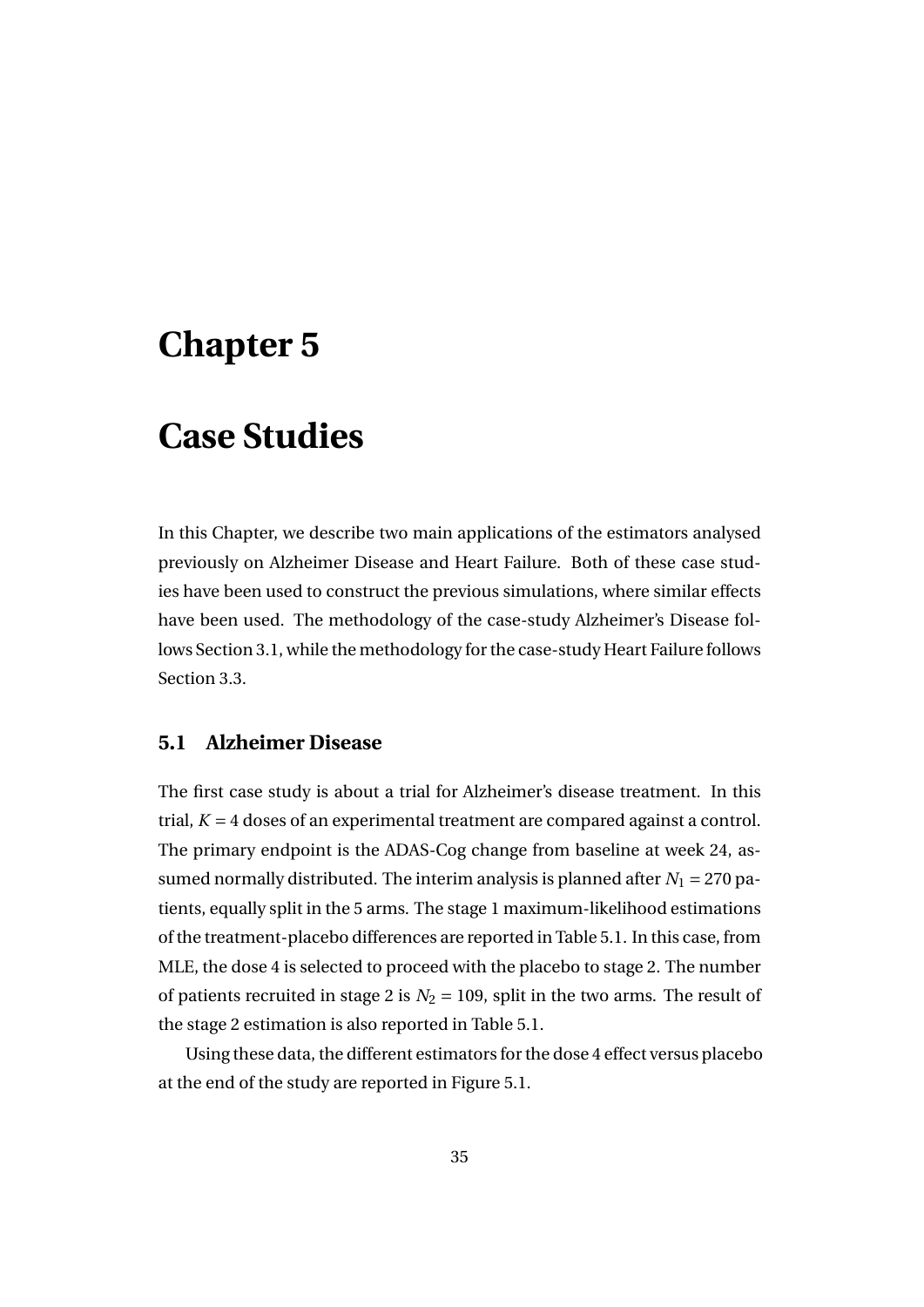# Chapter 5

# Case Studies

In this Chapter, we describe two main applications of the estimators analysed previously on Alzheimer Disease and Heart Failure. Both of these case studies have been used to construct the previous simulations, where similar effects have been used. The methodology of the case-study Alzheimer's Disease follows Section 3.1, while the methodology for the case-study Heart Failure follows Section 3.3.

## 5.1 Alzheimer Disease

The first case study is about a trial for Alzheimer's disease treatment. In this trial, $K = 4$ doses of an experimental treatment are compared against a control. The primary endpoint is the ADAS-Cog change from baseline at week 24, assumed normally distributed. The interim analysis is planned after $N_1 = 270$ patients, equally split in the 5 arms. The stage 1 maximum-likelihood estimations of the treatment-placebo differences are reported in Table 5.1. In this case, from MLE, the dose 4 is selected to proceed with the placebo to stage 2. The number of patients recruited in stage 2 is $N_2 = 109$, split in the two arms. The result of the stage 2 estimation is also reported in Table 5.1.

Using these data, the different estimators for the dose 4 effect versus placebo at the end of the study are reported in Figure 5.1.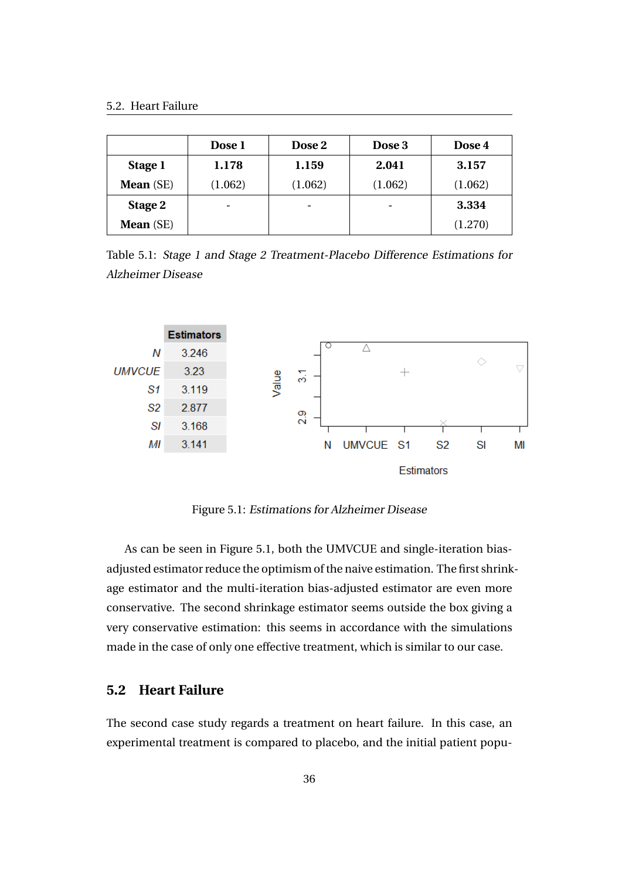|  | **Dose 1** | **Dose 2** | **Dose 3** | **Dose 4** |
|---|---|---|---|---|
| **Stage 1** | **1.178** | **1.159** | **2.041** | **3.157** |
| **Mean** (SE) | (1.062) | (1.062) | (1.062) | (1.062) |
| **Stage 2** | - | - | - | **3.334** |
| **Mean** (SE) |  |  |  | (1.270) |

Table 5.1: *Stage 1 and Stage 2 Treatment-Placebo Difference Estimations for Alzheimer Disease*

|  | Estimators |
|---|---|
| *N* | 3.246 |
| *UMVCUE* | 3.23 |
| *S1* | 3.119 |
| *S2* | 2.877 |
| *SI* | 3.168 |
| *MI* | 3.141 |

Figure 5.1: *Estimations for Alzheimer Disease*

As can be seen in Figure 5.1, both the UMVCUE and single-iteration bias-adjusted estimator reduce the optimism of the naive estimation. The first shrinkage estimator and the multi-iteration bias-adjusted estimator are even more conservative. The second shrinkage estimator seems outside the box giving a very conservative estimation: this seems in accordance with the simulations made in the case of only one effective treatment, which is similar to our case.

## 5.2 Heart Failure

The second case study regards a treatment on heart failure. In this case, an experimental treatment is compared to placebo, and the initial patient popu-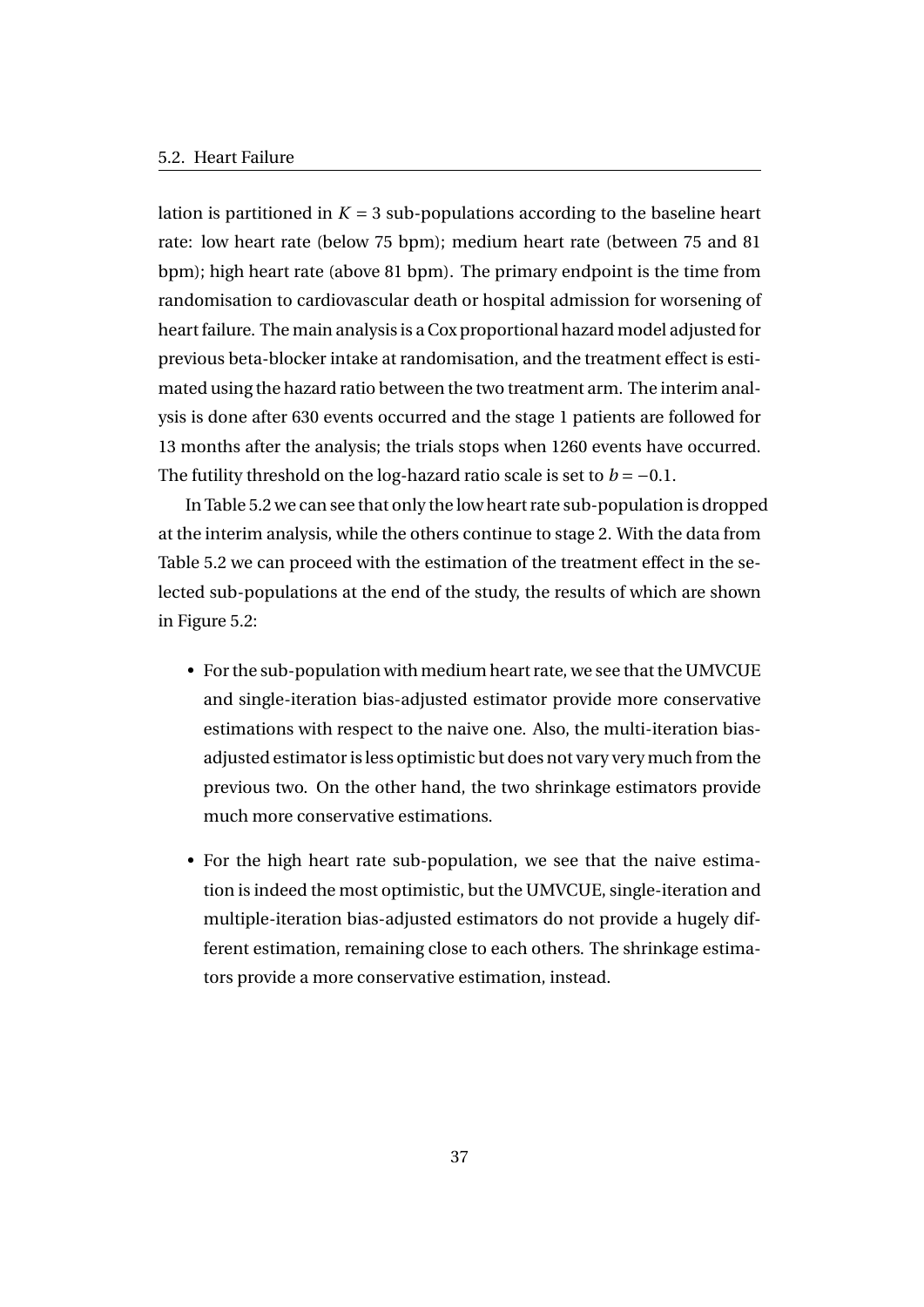lation is partitioned in $K = 3$ sub-populations according to the baseline heart rate: low heart rate (below 75 bpm); medium heart rate (between 75 and 81 bpm); high heart rate (above 81 bpm). The primary endpoint is the time from randomisation to cardiovascular death or hospital admission for worsening of heart failure. The main analysis is a Cox proportional hazard model adjusted for previous beta-blocker intake at randomisation, and the treatment effect is estimated using the hazard ratio between the two treatment arm. The interim analysis is done after 630 events occurred and the stage 1 patients are followed for 13 months after the analysis; the trials stops when 1260 events have occurred. The futility threshold on the log-hazard ratio scale is set to $b = -0.1$.

In Table 5.2 we can see that only the low heart rate sub-population is dropped at the interim analysis, while the others continue to stage 2. With the data from Table 5.2 we can proceed with the estimation of the treatment effect in the selected sub-populations at the end of the study, the results of which are shown in Figure 5.2:

- For the sub-population with medium heart rate, we see that the UMVCUE and single-iteration bias-adjusted estimator provide more conservative estimations with respect to the naive one. Also, the multi-iteration bias-adjusted estimator is less optimistic but does not vary very much from the previous two. On the other hand, the two shrinkage estimators provide much more conservative estimations.

- For the high heart rate sub-population, we see that the naive estimation is indeed the most optimistic, but the UMVCUE, single-iteration and multiple-iteration bias-adjusted estimators do not provide a hugely different estimation, remaining close to each others. The shrinkage estimators provide a more conservative estimation, instead.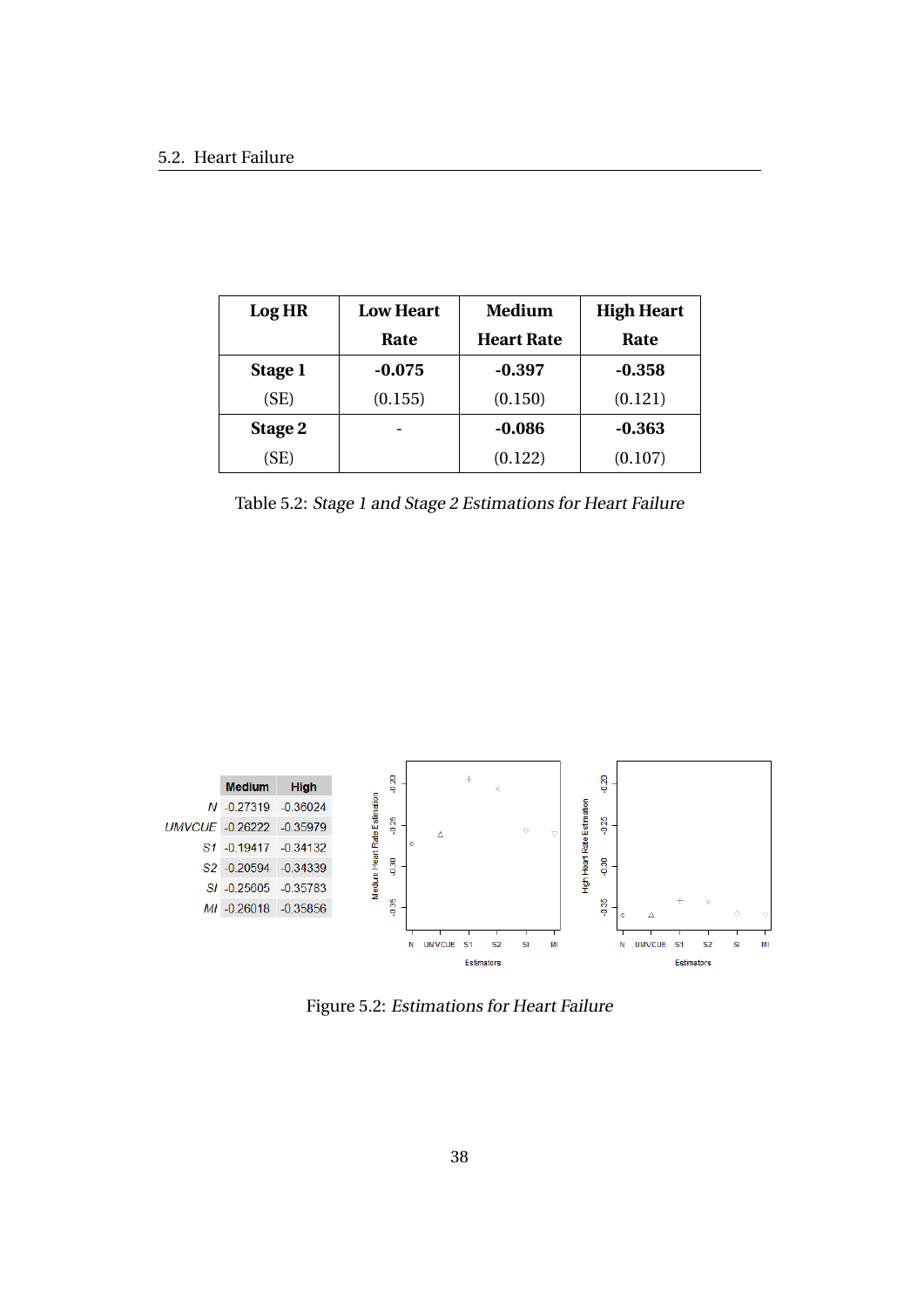| Log HR | Low Heart Rate | Medium Heart Rate | High Heart Rate |
|---|---|---|---|
| **Stage 1** | **-0.075** | **-0.397** | **-0.358** |
| (SE) | (0.155) | (0.150) | (0.121) |
| **Stage 2** | - | **-0.086** | **-0.363** |
| (SE) | | (0.122) | (0.107) |

Table 5.2: *Stage 1 and Stage 2 Estimations for Heart Failure*

| | Medium | High |
|---|---|---|
| *N* | -0.27319 | -0.36024 |
| *UMVCUE* | -0.26222 | -0.35979 |
| *S1* | -0.19417 | -0.34132 |
| *S2* | -0.20594 | -0.34339 |
| *SI* | -0.25605 | -0.35783 |
| *MI* | -0.26018 | -0.35856 |

Figure 5.2: *Estimations for Heart Failure*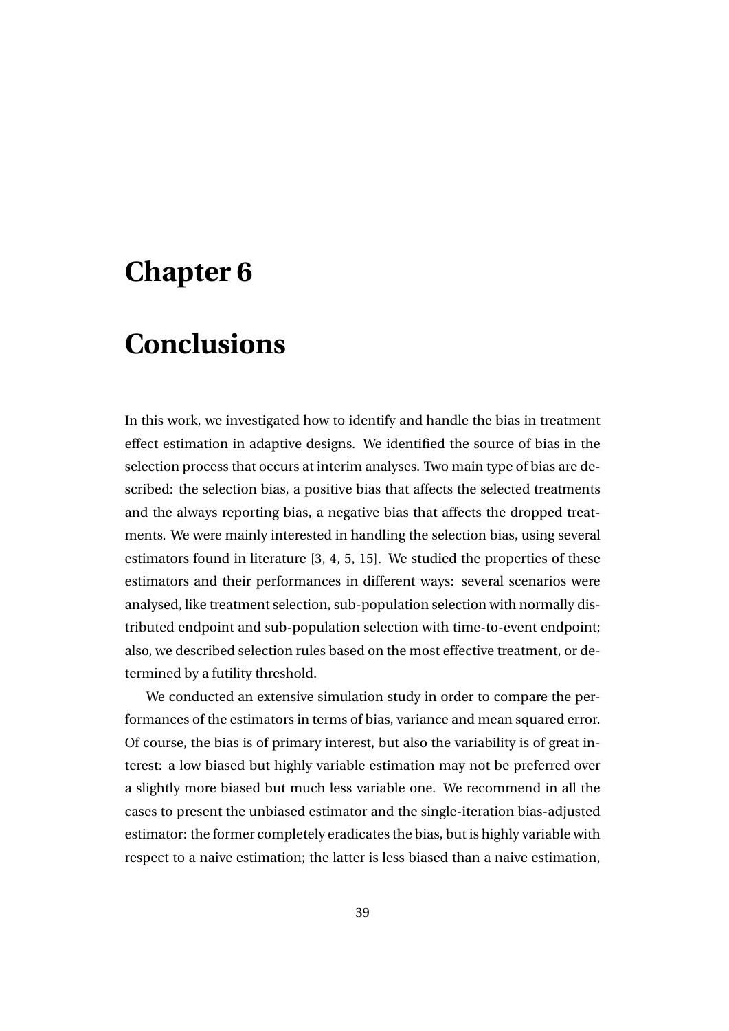# Chapter 6

# Conclusions

In this work, we investigated how to identify and handle the bias in treatment effect estimation in adaptive designs. We identified the source of bias in the selection process that occurs at interim analyses. Two main type of bias are described: the selection bias, a positive bias that affects the selected treatments and the always reporting bias, a negative bias that affects the dropped treatments. We were mainly interested in handling the selection bias, using several estimators found in literature [3, 4, 5, 15]. We studied the properties of these estimators and their performances in different ways: several scenarios were analysed, like treatment selection, sub-population selection with normally distributed endpoint and sub-population selection with time-to-event endpoint; also, we described selection rules based on the most effective treatment, or determined by a futility threshold.

We conducted an extensive simulation study in order to compare the performances of the estimators in terms of bias, variance and mean squared error. Of course, the bias is of primary interest, but also the variability is of great interest: a low biased but highly variable estimation may not be preferred over a slightly more biased but much less variable one. We recommend in all the cases to present the unbiased estimator and the single-iteration bias-adjusted estimator: the former completely eradicates the bias, but is highly variable with respect to a naive estimation; the latter is less biased than a naive estimation,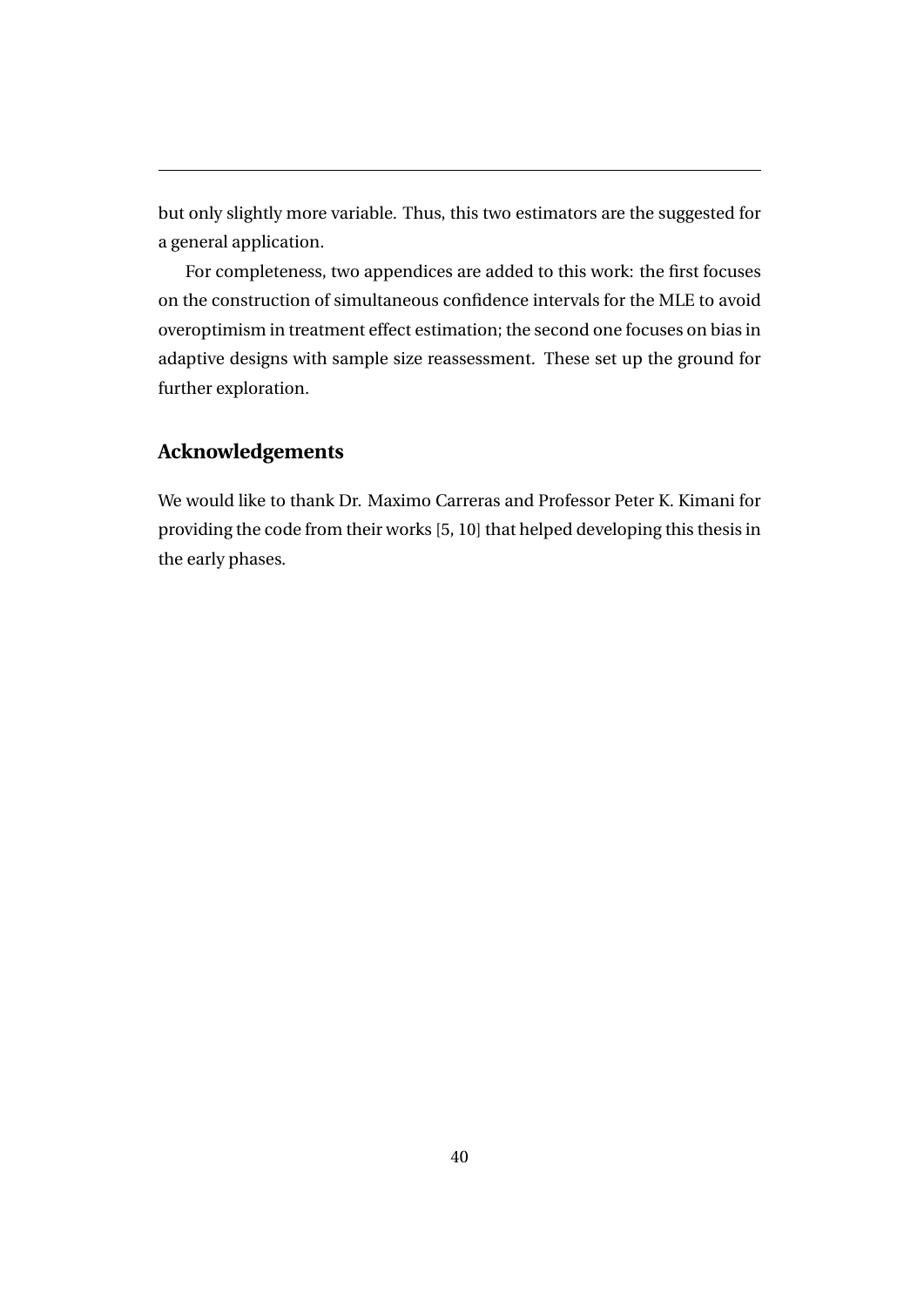but only slightly more variable. Thus, this two estimators are the suggested for a general application.

For completeness, two appendices are added to this work: the first focuses on the construction of simultaneous confidence intervals for the MLE to avoid overoptimism in treatment effect estimation; the second one focuses on bias in adaptive designs with sample size reassessment. These set up the ground for further exploration.

## Acknowledgements

We would like to thank Dr. Maximo Carreras and Professor Peter K. Kimani for providing the code from their works [5, 10] that helped developing this thesis in the early phases.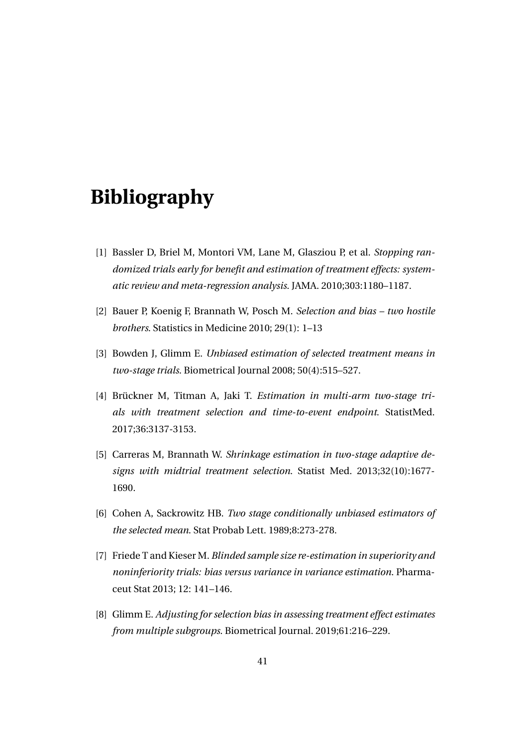# Bibliography

[1] Bassler D, Briel M, Montori VM, Lane M, Glasziou P, et al. *Stopping randomized trials early for benefit and estimation of treatment effects: systematic review and meta-regression analysis*. JAMA. 2010;303:1180–1187.

[2] Bauer P, Koenig F, Brannath W, Posch M. *Selection and bias – two hostile brothers*. Statistics in Medicine 2010; 29(1): 1–13

[3] Bowden J, Glimm E. *Unbiased estimation of selected treatment means in two-stage trials*. Biometrical Journal 2008; 50(4):515–527.

[4] Brückner M, Titman A, Jaki T. *Estimation in multi-arm two-stage trials with treatment selection and time-to-event endpoint*. StatistMed. 2017;36:3137-3153.

[5] Carreras M, Brannath W. *Shrinkage estimation in two-stage adaptive designs with midtrial treatment selection*. Statist Med. 2013;32(10):1677-1690.

[6] Cohen A, Sackrowitz HB. *Two stage conditionally unbiased estimators of the selected mean*. Stat Probab Lett. 1989;8:273-278.

[7] Friede T and Kieser M. *Blinded sample size re-estimation in superiority and noninferiority trials: bias versus variance in variance estimation*. Pharmaceut Stat 2013; 12: 141–146.

[8] Glimm E. *Adjusting for selection bias in assessing treatment effect estimates from multiple subgroups*. Biometrical Journal. 2019;61:216–229.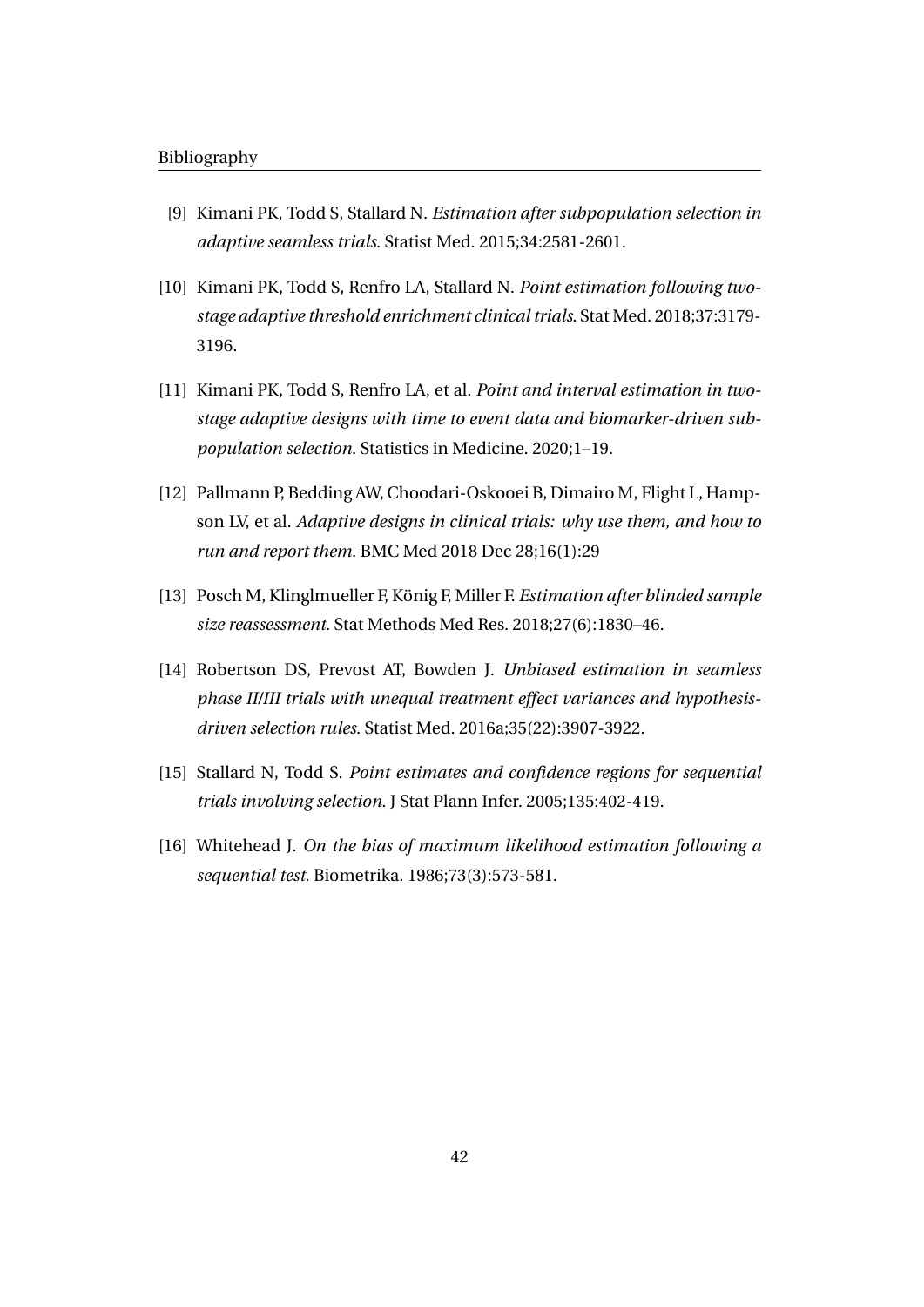[9] Kimani PK, Todd S, Stallard N. *Estimation after subpopulation selection in adaptive seamless trials*. Statist Med. 2015;34:2581-2601.

[10] Kimani PK, Todd S, Renfro LA, Stallard N. *Point estimation following two-stage adaptive threshold enrichment clinical trials*. Stat Med. 2018;37:3179-3196.

[11] Kimani PK, Todd S, Renfro LA, et al. *Point and interval estimation in two-stage adaptive designs with time to event data and biomarker-driven subpopulation selection*. Statistics in Medicine. 2020;1–19.

[12] Pallmann P, Bedding AW, Choodari-Oskooei B, Dimairo M, Flight L, Hampson LV, et al. *Adaptive designs in clinical trials: why use them, and how to run and report them*. BMC Med 2018 Dec 28;16(1):29

[13] Posch M, Klinglmueller F, König F, Miller F. *Estimation after blinded sample size reassessment*. Stat Methods Med Res. 2018;27(6):1830–46.

[14] Robertson DS, Prevost AT, Bowden J. *Unbiased estimation in seamless phase II/III trials with unequal treatment effect variances and hypothesis-driven selection rules*. Statist Med. 2016a;35(22):3907-3922.

[15] Stallard N, Todd S. *Point estimates and confidence regions for sequential trials involving selection*. J Stat Plann Infer. 2005;135:402-419.

[16] Whitehead J. *On the bias of maximum likelihood estimation following a sequential test*. Biometrika. 1986;73(3):573-581.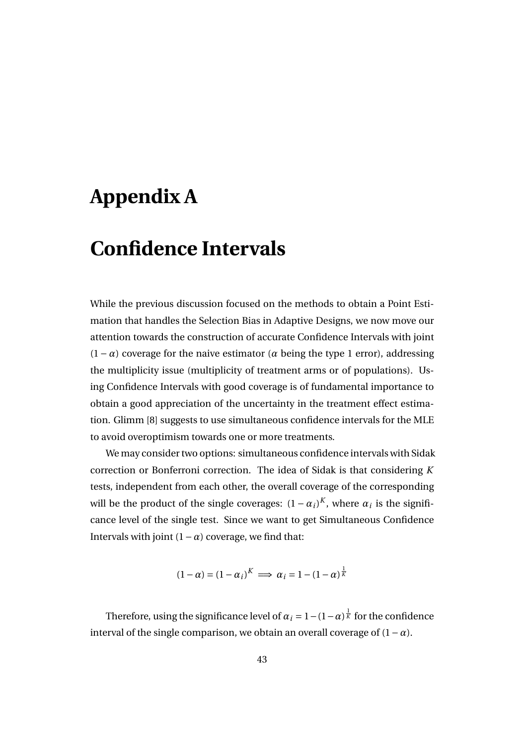# Appendix A

# Confidence Intervals

While the previous discussion focused on the methods to obtain a Point Estimation that handles the Selection Bias in Adaptive Designs, we now move our attention towards the construction of accurate Confidence Intervals with joint $(1-\alpha)$ coverage for the naive estimator ($\alpha$ being the type 1 error), addressing the multiplicity issue (multiplicity of treatment arms or of populations). Using Confidence Intervals with good coverage is of fundamental importance to obtain a good appreciation of the uncertainty in the treatment effect estimation. Glimm [8] suggests to use simultaneous confidence intervals for the MLE to avoid overoptimism towards one or more treatments.

We may consider two options: simultaneous confidence intervals with Sidak correction or Bonferroni correction. The idea of Sidak is that considering $K$ tests, independent from each other, the overall coverage of the corresponding will be the product of the single coverages: $(1-\alpha_i)^K$, where $\alpha_i$ is the significance level of the single test. Since we want to get Simultaneous Confidence Intervals with joint $(1-\alpha)$ coverage, we find that:

$$(1-\alpha) = (1-\alpha_i)^K \implies \alpha_i = 1-(1-\alpha)^{\frac{1}{K}}$$

Therefore, using the significance level of $\alpha_i = 1-(1-\alpha)^{\frac{1}{K}}$ for the confidence interval of the single comparison, we obtain an overall coverage of $(1-\alpha)$.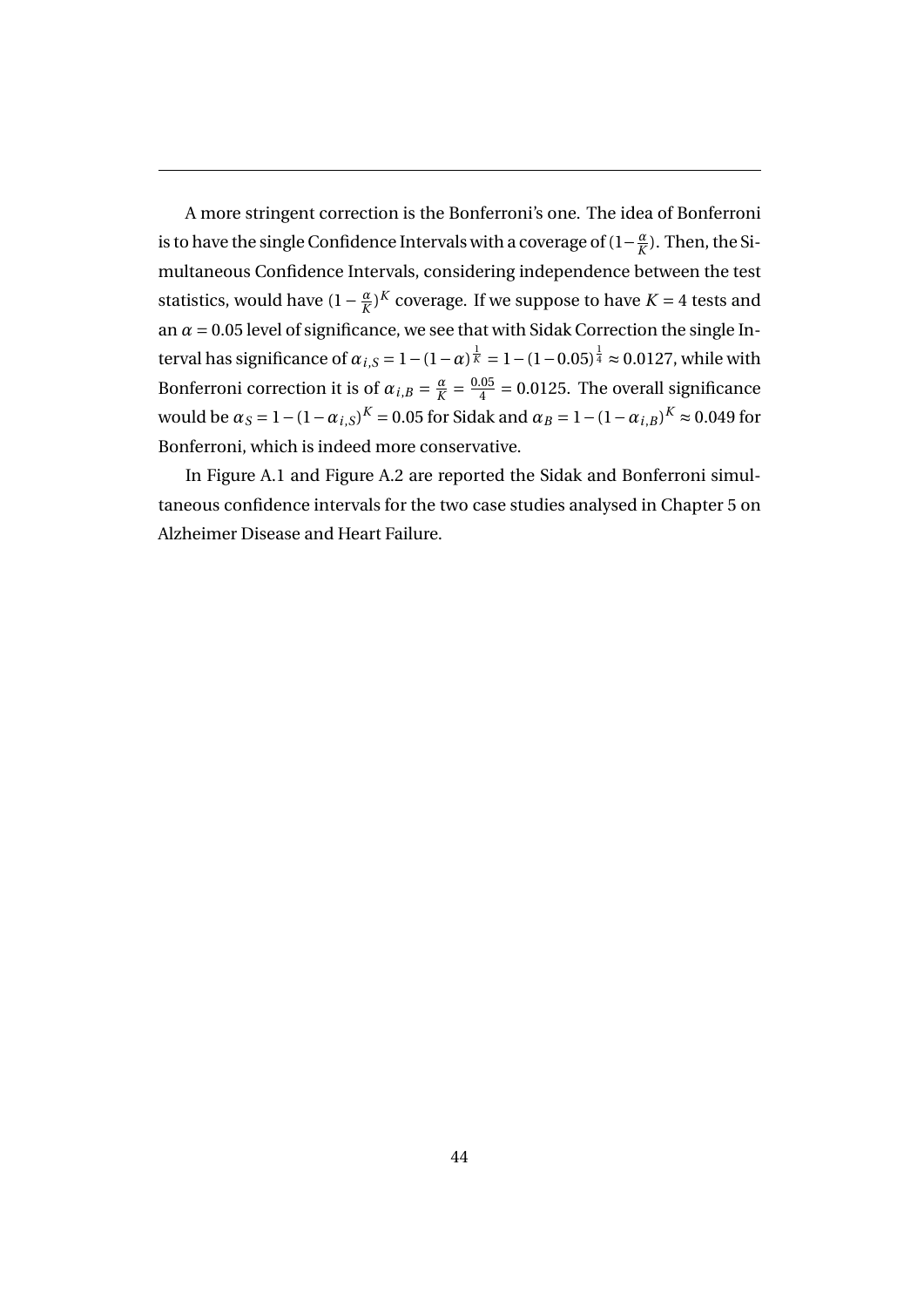A more stringent correction is the Bonferroni's one. The idea of Bonferroni is to have the single Confidence Intervals with a coverage of $(1-\frac{\alpha}{K})$. Then, the Simultaneous Confidence Intervals, considering independence between the test statistics, would have $(1-\frac{\alpha}{K})^K$ coverage. If we suppose to have $K = 4$ tests and an $\alpha = 0.05$ level of significance, we see that with Sidak Correction the single Interval has significance of $\alpha_{i,S} = 1-(1-\alpha)^{\frac{1}{K}} = 1-(1-0.05)^{\frac{1}{4}} \approx 0.0127$, while with Bonferroni correction it is of $\alpha_{i,B} = \frac{\alpha}{K} = \frac{0.05}{4} = 0.0125$. The overall significance would be $\alpha_S = 1-(1-\alpha_{i,S})^K = 0.05$ for Sidak and $\alpha_B = 1-(1-\alpha_{i,B})^K \approx 0.049$ for Bonferroni, which is indeed more conservative.

In Figure A.1 and Figure A.2 are reported the Sidak and Bonferroni simultaneous confidence intervals for the two case studies analysed in Chapter 5 on Alzheimer Disease and Heart Failure.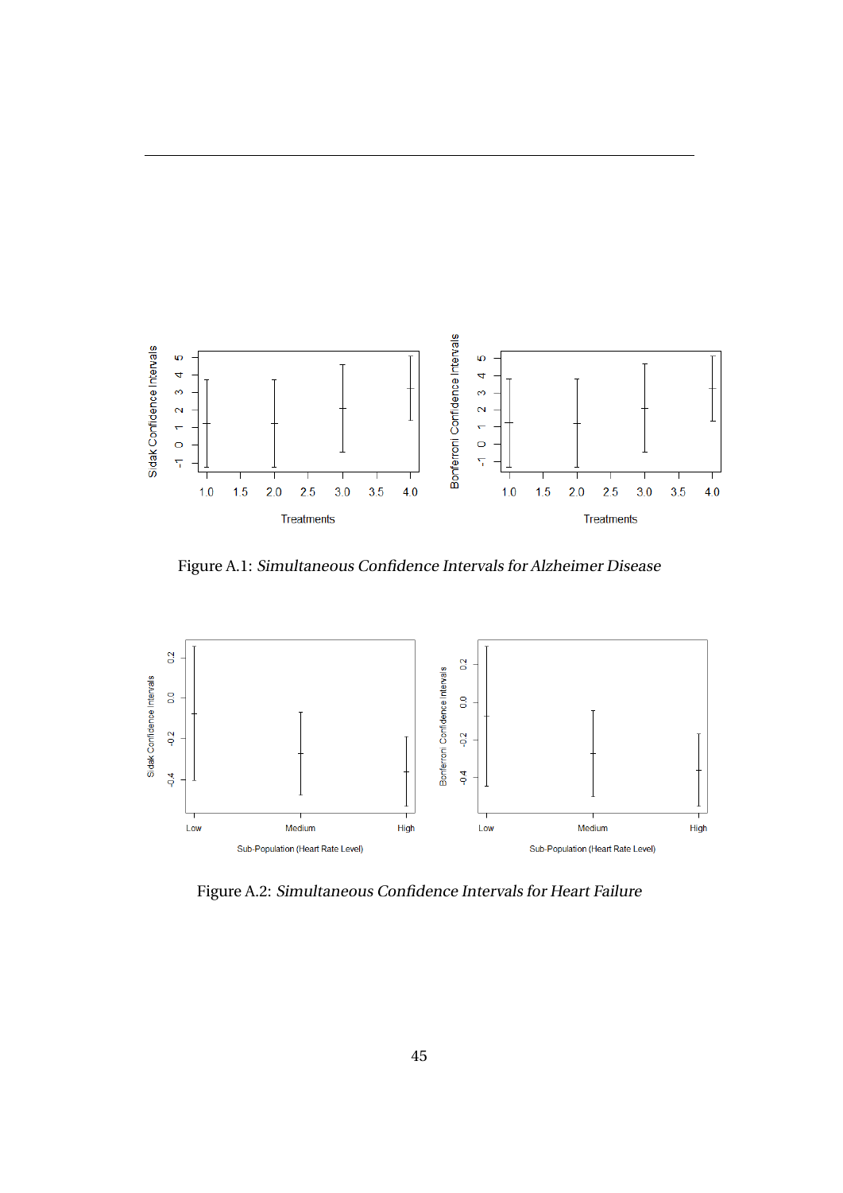Figure A.1: *Simultaneous Confidence Intervals for Alzheimer Disease*

Figure A.2: *Simultaneous Confidence Intervals for Heart Failure*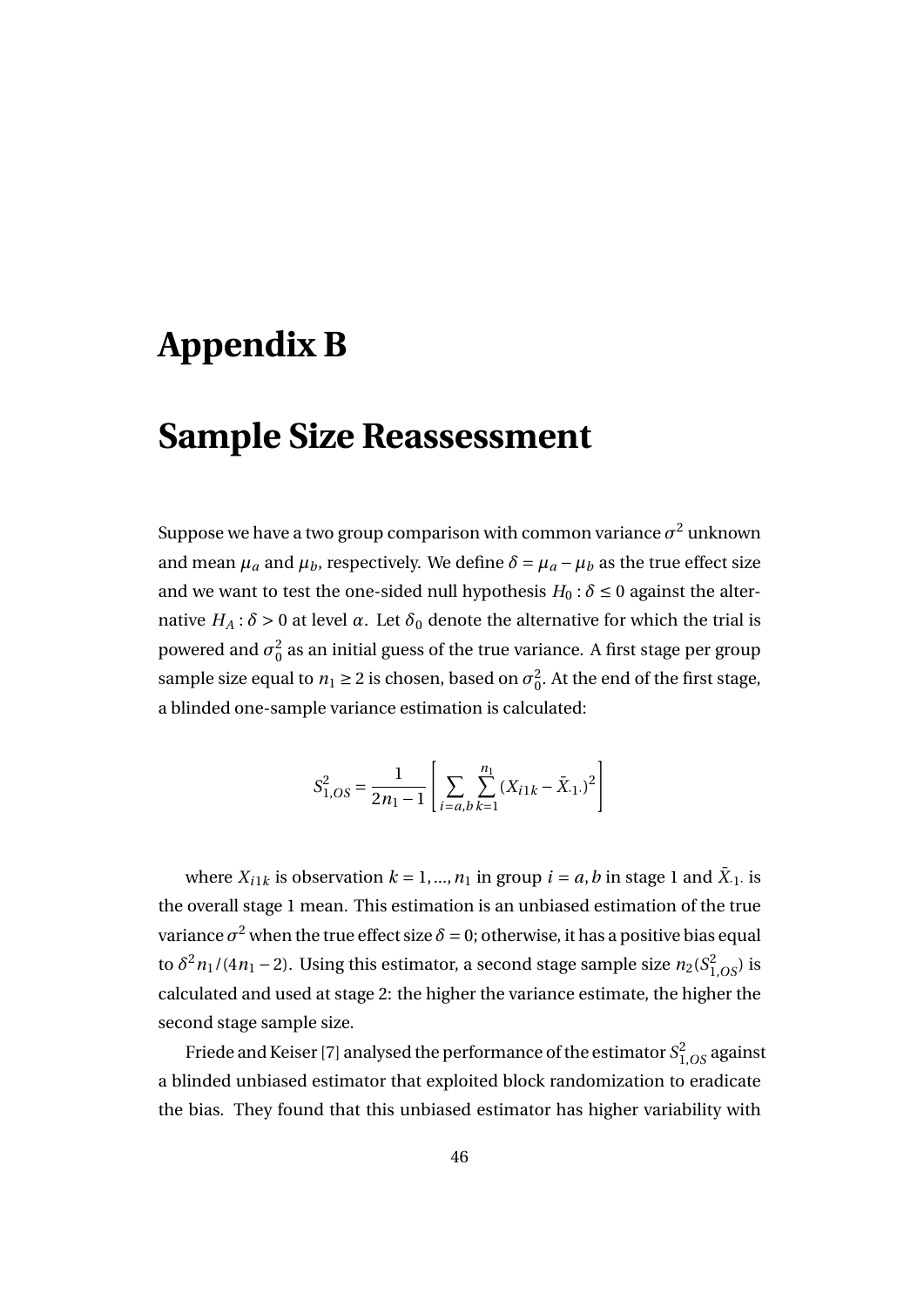# Appendix B

# Sample Size Reassessment

Suppose we have a two group comparison with common variance $\sigma^2$ unknown and mean $\mu_a$ and $\mu_b$, respectively. We define $\delta = \mu_a - \mu_b$ as the true effect size and we want to test the one-sided null hypothesis $H_0 : \delta \leq 0$ against the alternative $H_A : \delta > 0$ at level $\alpha$. Let $\delta_0$ denote the alternative for which the trial is powered and $\sigma_0^2$ as an initial guess of the true variance. A first stage per group sample size equal to $n_1 \geq 2$ is chosen, based on $\sigma_0^2$. At the end of the first stage, a blinded one-sample variance estimation is calculated:

$$S_{1,OS}^2 = \frac{1}{2n_1 - 1}\left[\sum_{i=a,b}\sum_{k=1}^{n_1}(X_{i1k} - \bar{X}_{\cdot 1 \cdot})^2\right]$$

where $X_{i1k}$ is observation $k = 1, \ldots, n_1$ in group $i = a, b$ in stage 1 and $\bar{X}_{\cdot 1 \cdot}$ is the overall stage 1 mean. This estimation is an unbiased estimation of the true variance $\sigma^2$ when the true effect size $\delta = 0$; otherwise, it has a positive bias equal to $\delta^2 n_1/(4n_1 - 2)$. Using this estimator, a second stage sample size $n_2(S_{1,OS}^2)$ is calculated and used at stage 2: the higher the variance estimate, the higher the second stage sample size.

Friede and Keiser [7] analysed the performance of the estimator $S_{1,OS}^2$ against a blinded unbiased estimator that exploited block randomization to eradicate the bias. They found that this unbiased estimator has higher variability with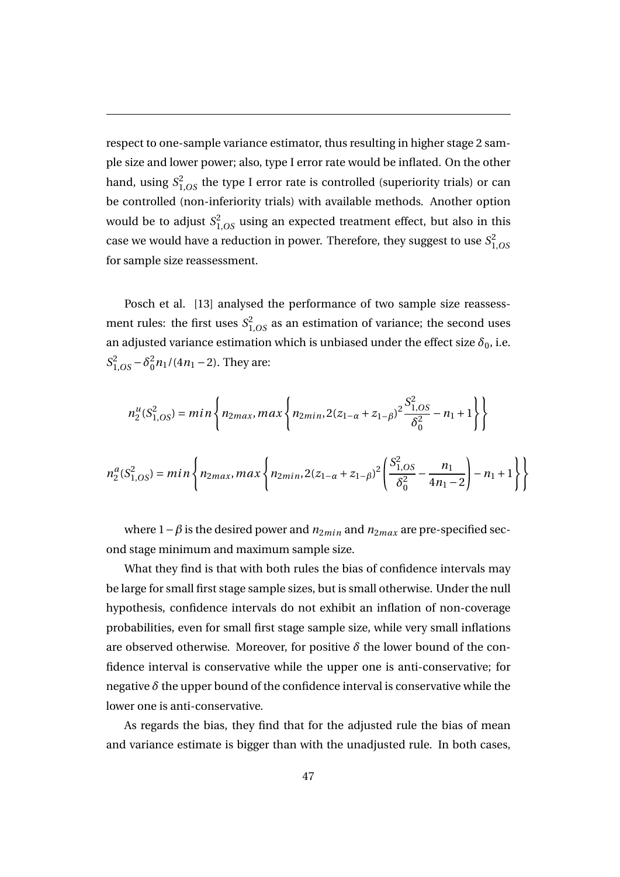respect to one-sample variance estimator, thus resulting in higher stage 2 sample size and lower power; also, type I error rate would be inflated. On the other hand, using $S^2_{1,OS}$ the type I error rate is controlled (superiority trials) or can be controlled (non-inferiority trials) with available methods. Another option would be to adjust $S^2_{1,OS}$ using an expected treatment effect, but also in this case we would have a reduction in power. Therefore, they suggest to use $S^2_{1,OS}$ for sample size reassessment.

Posch et al. [13] analysed the performance of two sample size reassessment rules: the first uses $S^2_{1,OS}$ as an estimation of variance; the second uses an adjusted variance estimation which is unbiased under the effect size $\delta_0$, i.e. $S^2_{1,OS} - \delta_0^2 n_1/(4n_1 - 2)$. They are:

$$n_2^u(S^2_{1,OS}) = min\left\{n_{2max}, max\left\{n_{2min}, 2(z_{1-\alpha} + z_{1-\beta})^2 \frac{S^2_{1,OS}}{\delta_0^2} - n_1 + 1\right\}\right\}$$

$$n_2^a(S^2_{1,OS}) = min\left\{n_{2max}, max\left\{n_{2min}, 2(z_{1-\alpha} + z_{1-\beta})^2 \left(\frac{S^2_{1,OS}}{\delta_0^2} - \frac{n_1}{4n_1 - 2}\right) - n_1 + 1\right\}\right\}$$

where $1-\beta$ is the desired power and $n_{2min}$ and $n_{2max}$ are pre-specified second stage minimum and maximum sample size.

What they find is that with both rules the bias of confidence intervals may be large for small first stage sample sizes, but is small otherwise. Under the null hypothesis, confidence intervals do not exhibit an inflation of non-coverage probabilities, even for small first stage sample size, while very small inflations are observed otherwise. Moreover, for positive $\delta$ the lower bound of the confidence interval is conservative while the upper one is anti-conservative; for negative $\delta$ the upper bound of the confidence interval is conservative while the lower one is anti-conservative.

As regards the bias, they find that for the adjusted rule the bias of mean and variance estimate is bigger than with the unadjusted rule. In both cases,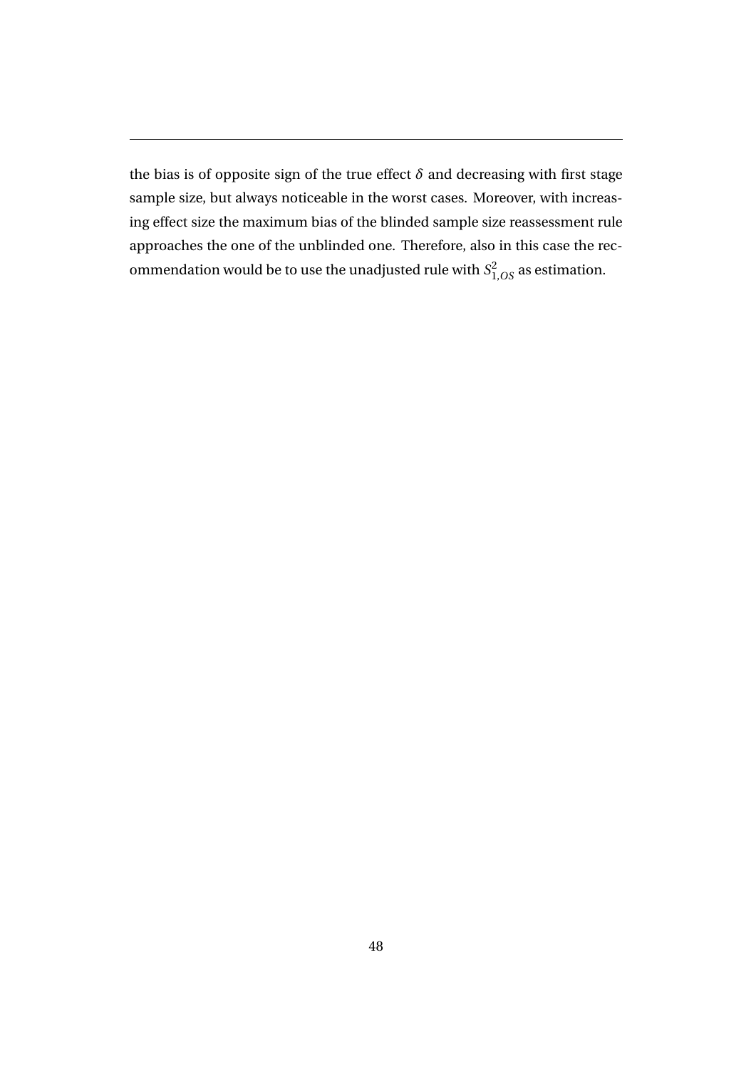the bias is of opposite sign of the true effect $\delta$ and decreasing with first stage sample size, but always noticeable in the worst cases. Moreover, with increasing effect size the maximum bias of the blinded sample size reassessment rule approaches the one of the unblinded one. Therefore, also in this case the recommendation would be to use the unadjusted rule with $S^2_{1,OS}$ as estimation.